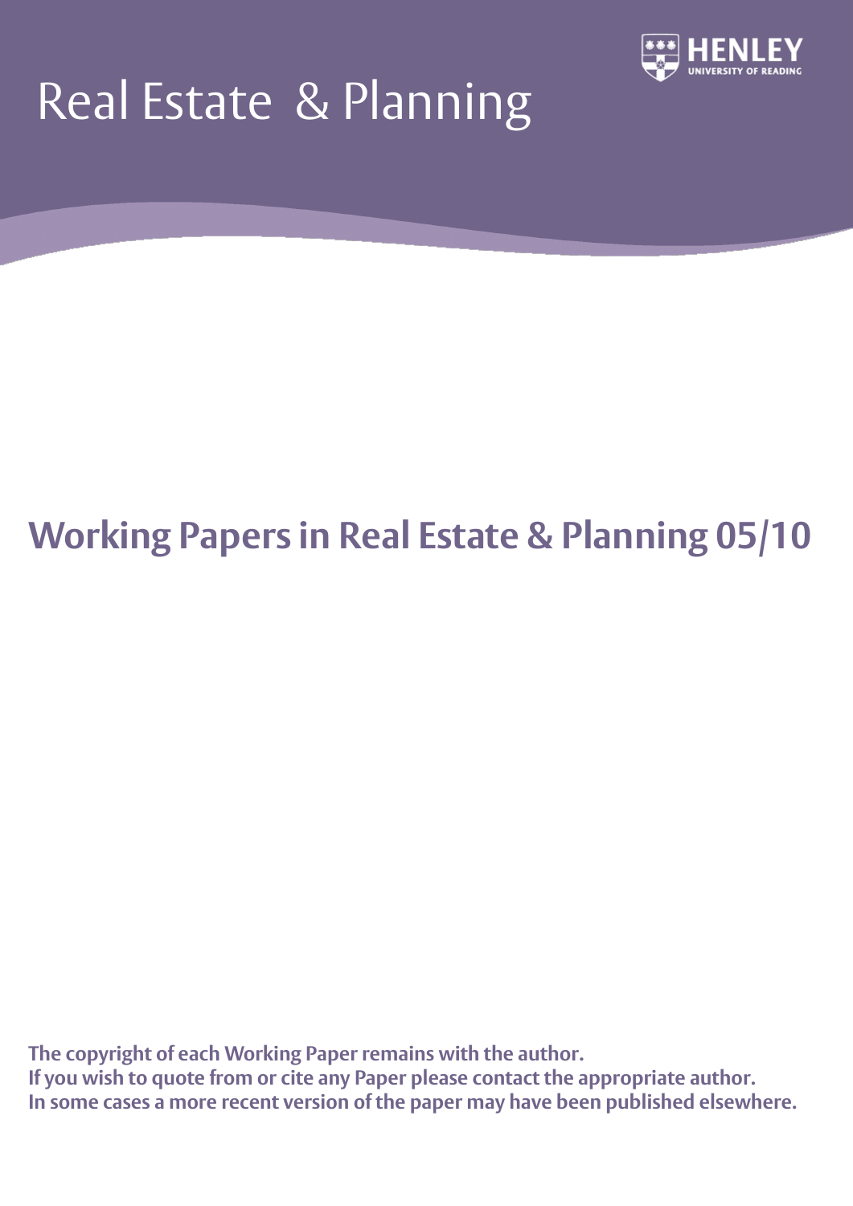# Real Estate & Planning

HENLEY
UNIVERSITY OF READING

## Working Papers in Real Estate & Planning 05/10

**The copyright of each Working Paper remains with the author.**
**If you wish to quote from or cite any Paper please contact the appropriate author.**
**In some cases a more recent version of the paper may have been published elsewhere.**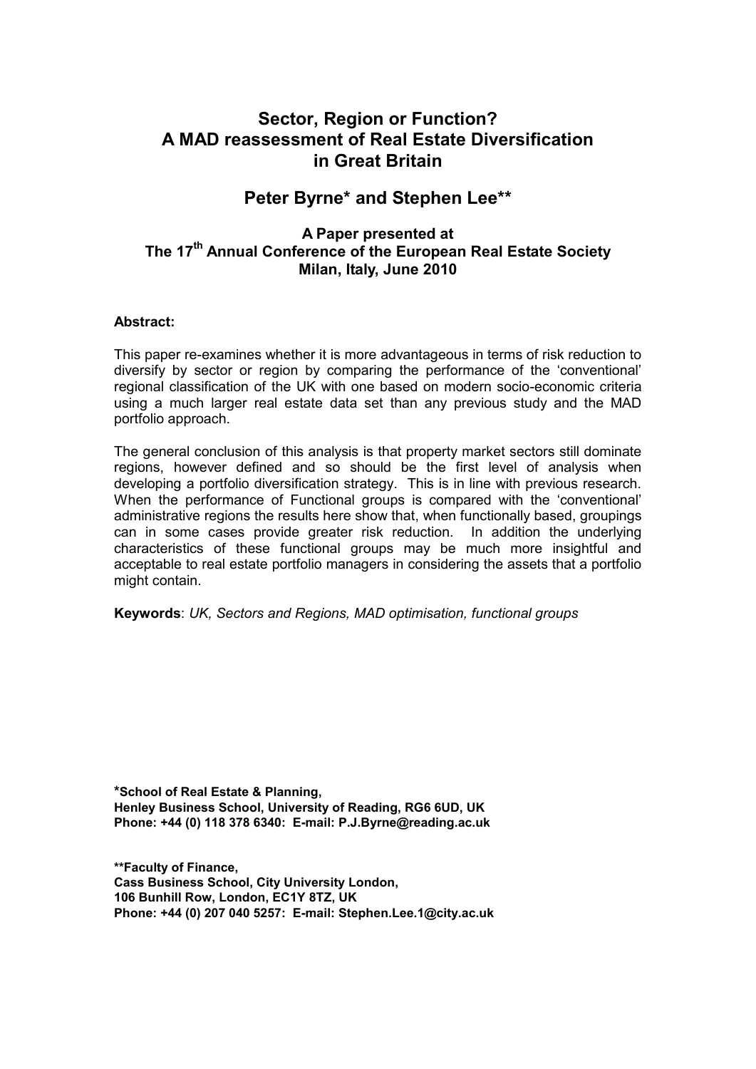# Sector, Region or Function? A MAD reassessment of Real Estate Diversification in Great Britain

## Peter Byrne* and Stephen Lee**

### A Paper presented at The 17[th] Annual Conference of the European Real Estate Society Milan, Italy, June 2010

**Abstract:**

This paper re-examines whether it is more advantageous in terms of risk reduction to diversify by sector or region by comparing the performance of the 'conventional' regional classification of the UK with one based on modern socio-economic criteria using a much larger real estate data set than any previous study and the MAD portfolio approach.

The general conclusion of this analysis is that property market sectors still dominate regions, however defined and so should be the first level of analysis when developing a portfolio diversification strategy. This is in line with previous research. When the performance of Functional groups is compared with the 'conventional' administrative regions the results here show that, when functionally based, groupings can in some cases provide greater risk reduction. In addition the underlying characteristics of these functional groups may be much more insightful and acceptable to real estate portfolio managers in considering the assets that a portfolio might contain.

**Keywords**: *UK, Sectors and Regions, MAD optimisation, functional groups*

**\*School of Real Estate & Planning, Henley Business School, University of Reading, RG6 6UD, UK Phone: +44 (0) 118 378 6340: E-mail: P.J.Byrne@reading.ac.uk**

**\*\*Faculty of Finance, Cass Business School, City University London, 106 Bunhill Row, London, EC1Y 8TZ, UK Phone: +44 (0) 207 040 5257: E-mail: Stephen.Lee.1@city.ac.uk**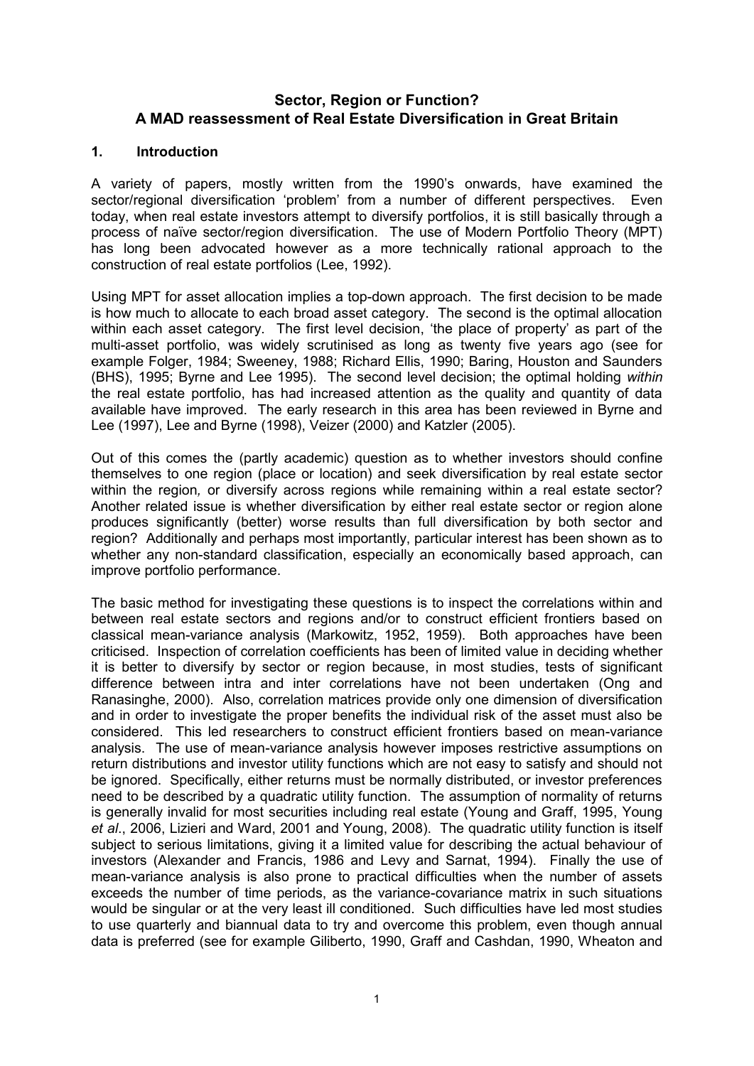**Sector, Region or Function?**
**A MAD reassessment of Real Estate Diversification in Great Britain**

## 1. Introduction

A variety of papers, mostly written from the 1990's onwards, have examined the sector/regional diversification 'problem' from a number of different perspectives. Even today, when real estate investors attempt to diversify portfolios, it is still basically through a process of naïve sector/region diversification. The use of Modern Portfolio Theory (MPT) has long been advocated however as a more technically rational approach to the construction of real estate portfolios (Lee, 1992).

Using MPT for asset allocation implies a top-down approach. The first decision to be made is how much to allocate to each broad asset category. The second is the optimal allocation within each asset category. The first level decision, 'the place of property' as part of the multi-asset portfolio, was widely scrutinised as long as twenty five years ago (see for example Folger, 1984; Sweeney, 1988; Richard Ellis, 1990; Baring, Houston and Saunders (BHS), 1995; Byrne and Lee 1995). The second level decision; the optimal holding *within* the real estate portfolio, has had increased attention as the quality and quantity of data available have improved. The early research in this area has been reviewed in Byrne and Lee (1997), Lee and Byrne (1998), Veizer (2000) and Katzler (2005).

Out of this comes the (partly academic) question as to whether investors should confine themselves to one region (place or location) and seek diversification by real estate sector within the region*,* or diversify across regions while remaining within a real estate sector? Another related issue is whether diversification by either real estate sector or region alone produces significantly (better) worse results than full diversification by both sector and region? Additionally and perhaps most importantly, particular interest has been shown as to whether any non-standard classification, especially an economically based approach, can improve portfolio performance.

The basic method for investigating these questions is to inspect the correlations within and between real estate sectors and regions and/or to construct efficient frontiers based on classical mean-variance analysis (Markowitz, 1952, 1959). Both approaches have been criticised. Inspection of correlation coefficients has been of limited value in deciding whether it is better to diversify by sector or region because, in most studies, tests of significant difference between intra and inter correlations have not been undertaken (Ong and Ranasinghe, 2000). Also, correlation matrices provide only one dimension of diversification and in order to investigate the proper benefits the individual risk of the asset must also be considered. This led researchers to construct efficient frontiers based on mean-variance analysis. The use of mean-variance analysis however imposes restrictive assumptions on return distributions and investor utility functions which are not easy to satisfy and should not be ignored. Specifically, either returns must be normally distributed, or investor preferences need to be described by a quadratic utility function. The assumption of normality of returns is generally invalid for most securities including real estate (Young and Graff, 1995, Young *et al*., 2006, Lizieri and Ward, 2001 and Young, 2008). The quadratic utility function is itself subject to serious limitations, giving it a limited value for describing the actual behaviour of investors (Alexander and Francis, 1986 and Levy and Sarnat, 1994). Finally the use of mean-variance analysis is also prone to practical difficulties when the number of assets exceeds the number of time periods, as the variance-covariance matrix in such situations would be singular or at the very least ill conditioned. Such difficulties have led most studies to use quarterly and biannual data to try and overcome this problem, even though annual data is preferred (see for example Giliberto, 1990, Graff and Cashdan, 1990, Wheaton and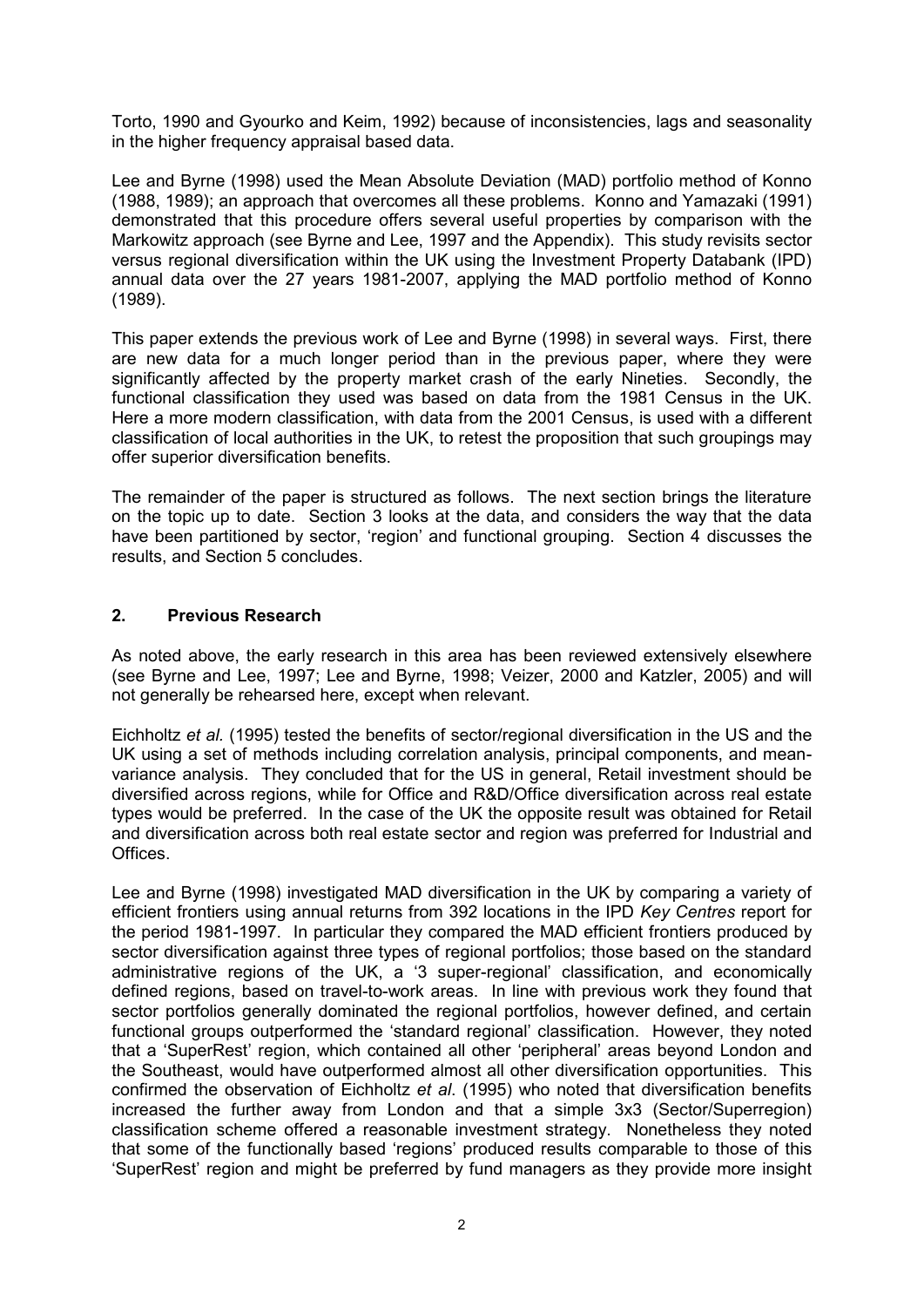Torto, 1990 and Gyourko and Keim, 1992) because of inconsistencies, lags and seasonality in the higher frequency appraisal based data.

Lee and Byrne (1998) used the Mean Absolute Deviation (MAD) portfolio method of Konno (1988, 1989); an approach that overcomes all these problems. Konno and Yamazaki (1991) demonstrated that this procedure offers several useful properties by comparison with the Markowitz approach (see Byrne and Lee, 1997 and the Appendix). This study revisits sector versus regional diversification within the UK using the Investment Property Databank (IPD) annual data over the 27 years 1981-2007, applying the MAD portfolio method of Konno (1989).

This paper extends the previous work of Lee and Byrne (1998) in several ways. First, there are new data for a much longer period than in the previous paper, where they were significantly affected by the property market crash of the early Nineties. Secondly, the functional classification they used was based on data from the 1981 Census in the UK. Here a more modern classification, with data from the 2001 Census, is used with a different classification of local authorities in the UK, to retest the proposition that such groupings may offer superior diversification benefits.

The remainder of the paper is structured as follows. The next section brings the literature on the topic up to date. Section 3 looks at the data, and considers the way that the data have been partitioned by sector, 'region' and functional grouping. Section 4 discusses the results, and Section 5 concludes.

## 2. Previous Research

As noted above, the early research in this area has been reviewed extensively elsewhere (see Byrne and Lee, 1997; Lee and Byrne, 1998; Veizer, 2000 and Katzler, 2005) and will not generally be rehearsed here, except when relevant.

Eichholtz *et al.* (1995) tested the benefits of sector/regional diversification in the US and the UK using a set of methods including correlation analysis, principal components, and mean-variance analysis. They concluded that for the US in general, Retail investment should be diversified across regions, while for Office and R&D/Office diversification across real estate types would be preferred. In the case of the UK the opposite result was obtained for Retail and diversification across both real estate sector and region was preferred for Industrial and Offices.

Lee and Byrne (1998) investigated MAD diversification in the UK by comparing a variety of efficient frontiers using annual returns from 392 locations in the IPD *Key Centres* report for the period 1981-1997. In particular they compared the MAD efficient frontiers produced by sector diversification against three types of regional portfolios; those based on the standard administrative regions of the UK, a '3 super-regional' classification, and economically defined regions, based on travel-to-work areas. In line with previous work they found that sector portfolios generally dominated the regional portfolios, however defined, and certain functional groups outperformed the 'standard regional' classification. However, they noted that a 'SuperRest' region, which contained all other 'peripheral' areas beyond London and the Southeast, would have outperformed almost all other diversification opportunities. This confirmed the observation of Eichholtz *et al*. (1995) who noted that diversification benefits increased the further away from London and that a simple 3x3 (Sector/Superregion) classification scheme offered a reasonable investment strategy. Nonetheless they noted that some of the functionally based 'regions' produced results comparable to those of this 'SuperRest' region and might be preferred by fund managers as they provide more insight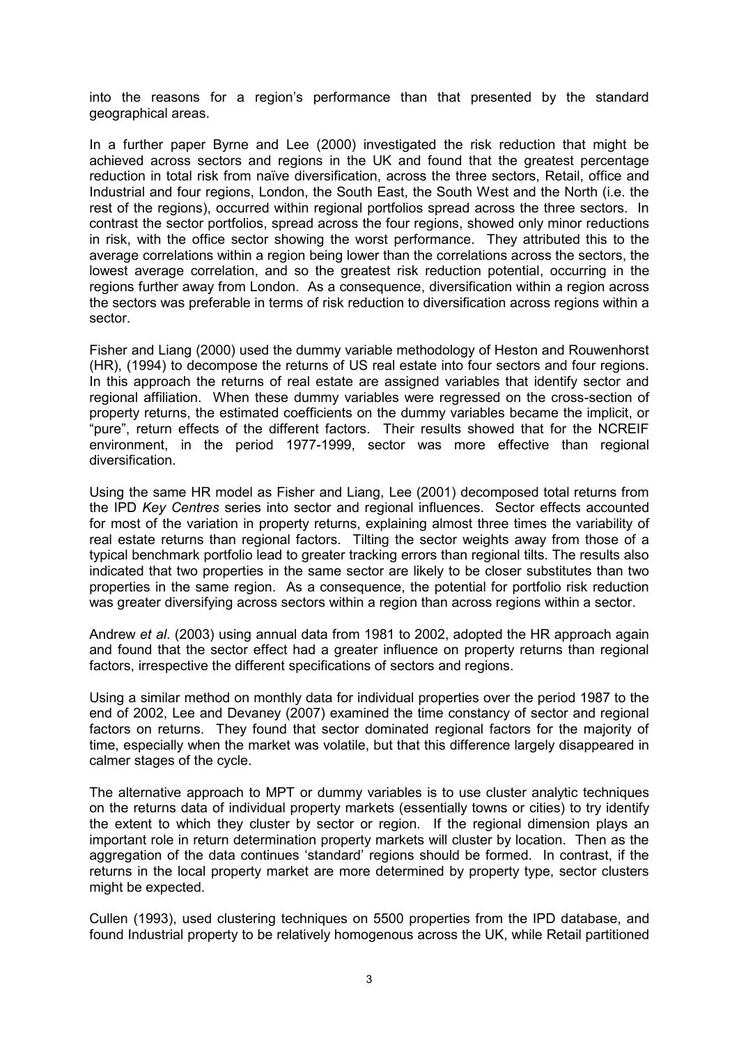into the reasons for a region's performance than that presented by the standard geographical areas.

In a further paper Byrne and Lee (2000) investigated the risk reduction that might be achieved across sectors and regions in the UK and found that the greatest percentage reduction in total risk from naïve diversification, across the three sectors, Retail, office and Industrial and four regions, London, the South East, the South West and the North (i.e. the rest of the regions), occurred within regional portfolios spread across the three sectors. In contrast the sector portfolios, spread across the four regions, showed only minor reductions in risk, with the office sector showing the worst performance. They attributed this to the average correlations within a region being lower than the correlations across the sectors, the lowest average correlation, and so the greatest risk reduction potential, occurring in the regions further away from London. As a consequence, diversification within a region across the sectors was preferable in terms of risk reduction to diversification across regions within a sector.

Fisher and Liang (2000) used the dummy variable methodology of Heston and Rouwenhorst (HR), (1994) to decompose the returns of US real estate into four sectors and four regions. In this approach the returns of real estate are assigned variables that identify sector and regional affiliation. When these dummy variables were regressed on the cross-section of property returns, the estimated coefficients on the dummy variables became the implicit, or "pure", return effects of the different factors. Their results showed that for the NCREIF environment, in the period 1977-1999, sector was more effective than regional diversification.

Using the same HR model as Fisher and Liang, Lee (2001) decomposed total returns from the IPD *Key Centres* series into sector and regional influences. Sector effects accounted for most of the variation in property returns, explaining almost three times the variability of real estate returns than regional factors. Tilting the sector weights away from those of a typical benchmark portfolio lead to greater tracking errors than regional tilts. The results also indicated that two properties in the same sector are likely to be closer substitutes than two properties in the same region. As a consequence, the potential for portfolio risk reduction was greater diversifying across sectors within a region than across regions within a sector.

Andrew *et al*. (2003) using annual data from 1981 to 2002, adopted the HR approach again and found that the sector effect had a greater influence on property returns than regional factors, irrespective the different specifications of sectors and regions.

Using a similar method on monthly data for individual properties over the period 1987 to the end of 2002, Lee and Devaney (2007) examined the time constancy of sector and regional factors on returns. They found that sector dominated regional factors for the majority of time, especially when the market was volatile, but that this difference largely disappeared in calmer stages of the cycle.

The alternative approach to MPT or dummy variables is to use cluster analytic techniques on the returns data of individual property markets (essentially towns or cities) to try identify the extent to which they cluster by sector or region. If the regional dimension plays an important role in return determination property markets will cluster by location. Then as the aggregation of the data continues 'standard' regions should be formed. In contrast, if the returns in the local property market are more determined by property type, sector clusters might be expected.

Cullen (1993), used clustering techniques on 5500 properties from the IPD database, and found Industrial property to be relatively homogenous across the UK, while Retail partitioned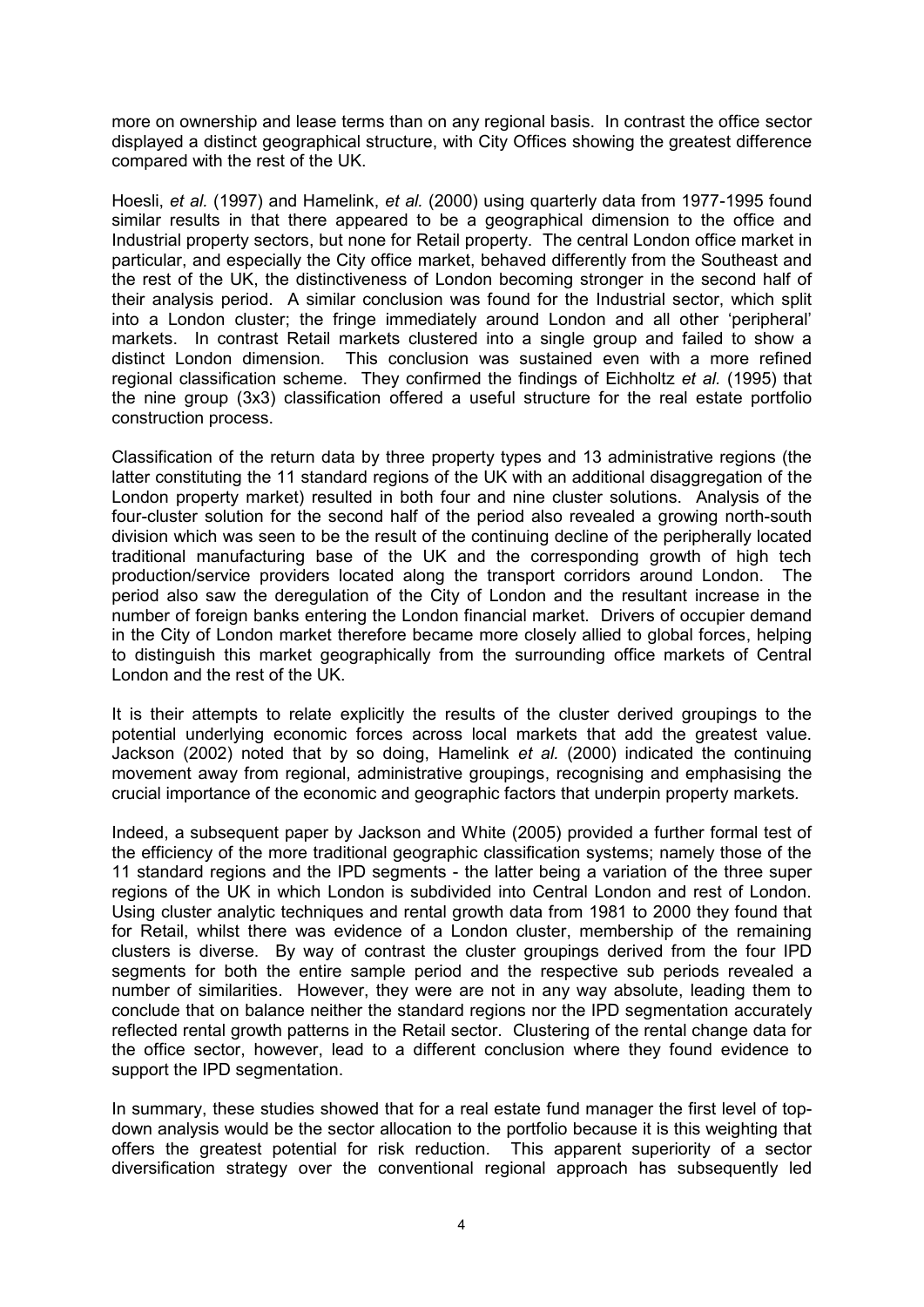more on ownership and lease terms than on any regional basis. In contrast the office sector displayed a distinct geographical structure, with City Offices showing the greatest difference compared with the rest of the UK.

Hoesli, *et al.* (1997) and Hamelink, *et al.* (2000) using quarterly data from 1977-1995 found similar results in that there appeared to be a geographical dimension to the office and Industrial property sectors, but none for Retail property. The central London office market in particular, and especially the City office market, behaved differently from the Southeast and the rest of the UK, the distinctiveness of London becoming stronger in the second half of their analysis period. A similar conclusion was found for the Industrial sector, which split into a London cluster; the fringe immediately around London and all other 'peripheral' markets. In contrast Retail markets clustered into a single group and failed to show a distinct London dimension. This conclusion was sustained even with a more refined regional classification scheme. They confirmed the findings of Eichholtz *et al.* (1995) that the nine group (3x3) classification offered a useful structure for the real estate portfolio construction process.

Classification of the return data by three property types and 13 administrative regions (the latter constituting the 11 standard regions of the UK with an additional disaggregation of the London property market) resulted in both four and nine cluster solutions. Analysis of the four-cluster solution for the second half of the period also revealed a growing north-south division which was seen to be the result of the continuing decline of the peripherally located traditional manufacturing base of the UK and the corresponding growth of high tech production/service providers located along the transport corridors around London. The period also saw the deregulation of the City of London and the resultant increase in the number of foreign banks entering the London financial market. Drivers of occupier demand in the City of London market therefore became more closely allied to global forces, helping to distinguish this market geographically from the surrounding office markets of Central London and the rest of the UK.

It is their attempts to relate explicitly the results of the cluster derived groupings to the potential underlying economic forces across local markets that add the greatest value. Jackson (2002) noted that by so doing, Hamelink *et al.* (2000) indicated the continuing movement away from regional, administrative groupings, recognising and emphasising the crucial importance of the economic and geographic factors that underpin property markets.

Indeed, a subsequent paper by Jackson and White (2005) provided a further formal test of the efficiency of the more traditional geographic classification systems; namely those of the 11 standard regions and the IPD segments - the latter being a variation of the three super regions of the UK in which London is subdivided into Central London and rest of London. Using cluster analytic techniques and rental growth data from 1981 to 2000 they found that for Retail, whilst there was evidence of a London cluster, membership of the remaining clusters is diverse. By way of contrast the cluster groupings derived from the four IPD segments for both the entire sample period and the respective sub periods revealed a number of similarities. However, they were are not in any way absolute, leading them to conclude that on balance neither the standard regions nor the IPD segmentation accurately reflected rental growth patterns in the Retail sector. Clustering of the rental change data for the office sector, however, lead to a different conclusion where they found evidence to support the IPD segmentation.

In summary, these studies showed that for a real estate fund manager the first level of top-down analysis would be the sector allocation to the portfolio because it is this weighting that offers the greatest potential for risk reduction. This apparent superiority of a sector diversification strategy over the conventional regional approach has subsequently led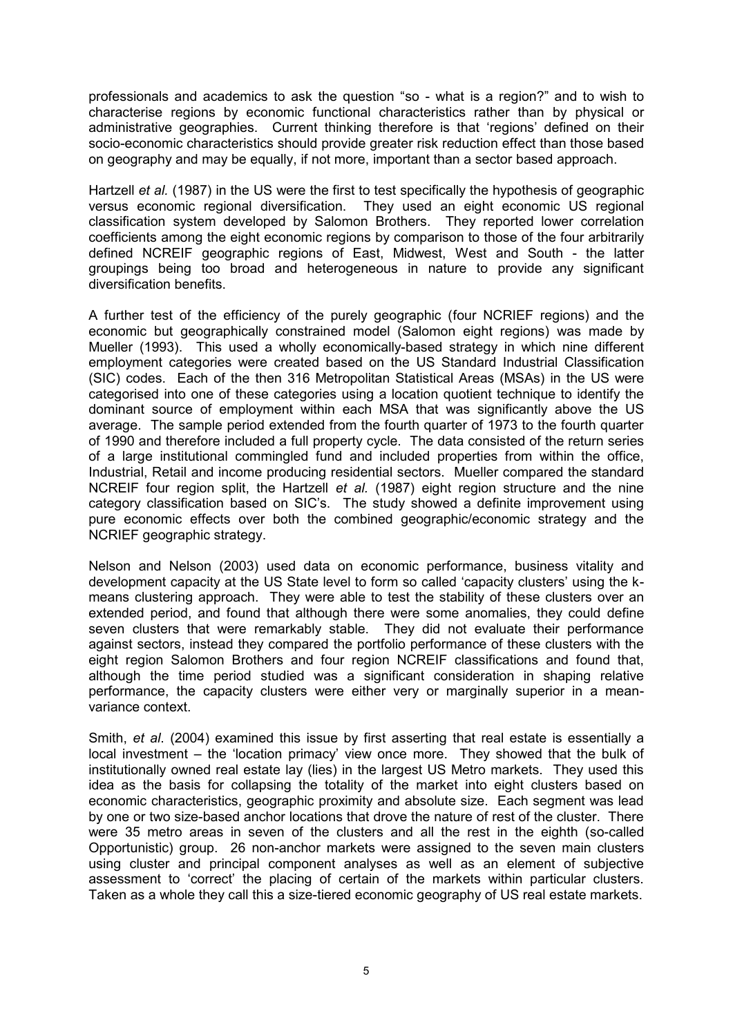professionals and academics to ask the question "so - what is a region?" and to wish to characterise regions by economic functional characteristics rather than by physical or administrative geographies. Current thinking therefore is that 'regions' defined on their socio-economic characteristics should provide greater risk reduction effect than those based on geography and may be equally, if not more, important than a sector based approach.

Hartzell *et al.* (1987) in the US were the first to test specifically the hypothesis of geographic versus economic regional diversification. They used an eight economic US regional classification system developed by Salomon Brothers. They reported lower correlation coefficients among the eight economic regions by comparison to those of the four arbitrarily defined NCREIF geographic regions of East, Midwest, West and South - the latter groupings being too broad and heterogeneous in nature to provide any significant diversification benefits.

A further test of the efficiency of the purely geographic (four NCRIEF regions) and the economic but geographically constrained model (Salomon eight regions) was made by Mueller (1993). This used a wholly economically-based strategy in which nine different employment categories were created based on the US Standard Industrial Classification (SIC) codes. Each of the then 316 Metropolitan Statistical Areas (MSAs) in the US were categorised into one of these categories using a location quotient technique to identify the dominant source of employment within each MSA that was significantly above the US average. The sample period extended from the fourth quarter of 1973 to the fourth quarter of 1990 and therefore included a full property cycle. The data consisted of the return series of a large institutional commingled fund and included properties from within the office, Industrial, Retail and income producing residential sectors. Mueller compared the standard NCREIF four region split, the Hartzell *et al.* (1987) eight region structure and the nine category classification based on SIC's. The study showed a definite improvement using pure economic effects over both the combined geographic/economic strategy and the NCRIEF geographic strategy.

Nelson and Nelson (2003) used data on economic performance, business vitality and development capacity at the US State level to form so called 'capacity clusters' using the k-means clustering approach. They were able to test the stability of these clusters over an extended period, and found that although there were some anomalies, they could define seven clusters that were remarkably stable. They did not evaluate their performance against sectors, instead they compared the portfolio performance of these clusters with the eight region Salomon Brothers and four region NCREIF classifications and found that, although the time period studied was a significant consideration in shaping relative performance, the capacity clusters were either very or marginally superior in a mean-variance context.

Smith, *et al*. (2004) examined this issue by first asserting that real estate is essentially a local investment – the 'location primacy' view once more. They showed that the bulk of institutionally owned real estate lay (lies) in the largest US Metro markets. They used this idea as the basis for collapsing the totality of the market into eight clusters based on economic characteristics, geographic proximity and absolute size. Each segment was lead by one or two size-based anchor locations that drove the nature of rest of the cluster. There were 35 metro areas in seven of the clusters and all the rest in the eighth (so-called Opportunistic) group. 26 non-anchor markets were assigned to the seven main clusters using cluster and principal component analyses as well as an element of subjective assessment to 'correct' the placing of certain of the markets within particular clusters. Taken as a whole they call this a size-tiered economic geography of US real estate markets.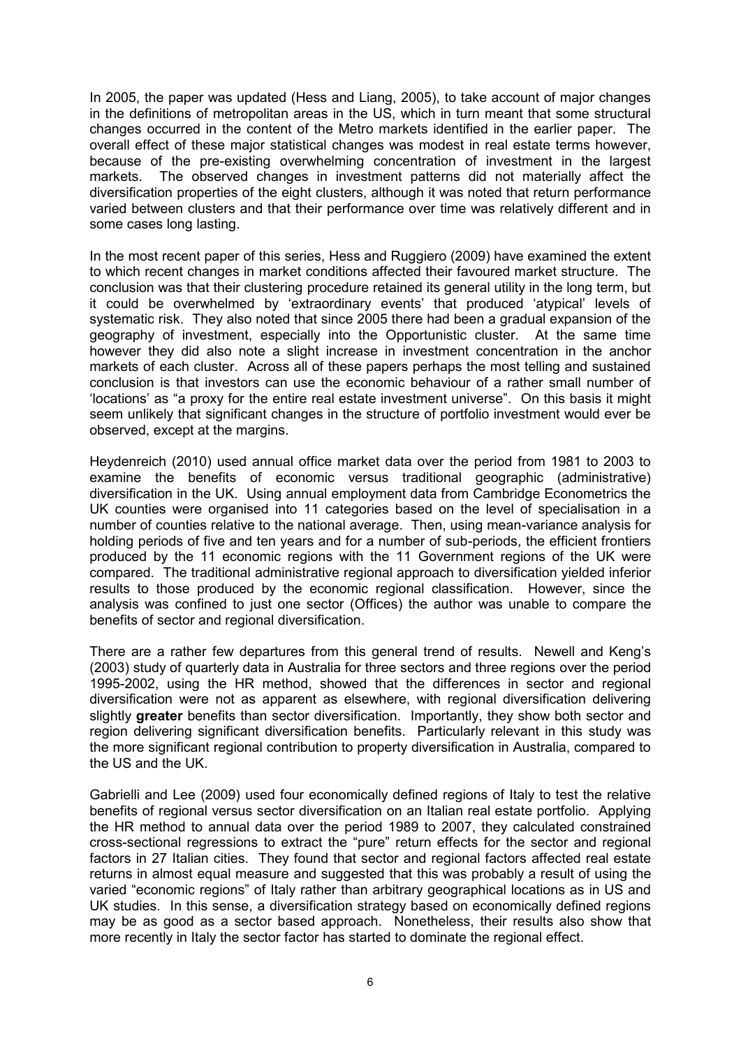In 2005, the paper was updated (Hess and Liang, 2005), to take account of major changes in the definitions of metropolitan areas in the US, which in turn meant that some structural changes occurred in the content of the Metro markets identified in the earlier paper. The overall effect of these major statistical changes was modest in real estate terms however, because of the pre-existing overwhelming concentration of investment in the largest markets. The observed changes in investment patterns did not materially affect the diversification properties of the eight clusters, although it was noted that return performance varied between clusters and that their performance over time was relatively different and in some cases long lasting.

In the most recent paper of this series, Hess and Ruggiero (2009) have examined the extent to which recent changes in market conditions affected their favoured market structure. The conclusion was that their clustering procedure retained its general utility in the long term, but it could be overwhelmed by 'extraordinary events' that produced 'atypical' levels of systematic risk. They also noted that since 2005 there had been a gradual expansion of the geography of investment, especially into the Opportunistic cluster. At the same time however they did also note a slight increase in investment concentration in the anchor markets of each cluster. Across all of these papers perhaps the most telling and sustained conclusion is that investors can use the economic behaviour of a rather small number of 'locations' as "a proxy for the entire real estate investment universe". On this basis it might seem unlikely that significant changes in the structure of portfolio investment would ever be observed, except at the margins.

Heydenreich (2010) used annual office market data over the period from 1981 to 2003 to examine the benefits of economic versus traditional geographic (administrative) diversification in the UK. Using annual employment data from Cambridge Econometrics the UK counties were organised into 11 categories based on the level of specialisation in a number of counties relative to the national average. Then, using mean-variance analysis for holding periods of five and ten years and for a number of sub-periods, the efficient frontiers produced by the 11 economic regions with the 11 Government regions of the UK were compared. The traditional administrative regional approach to diversification yielded inferior results to those produced by the economic regional classification. However, since the analysis was confined to just one sector (Offices) the author was unable to compare the benefits of sector and regional diversification.

There are a rather few departures from this general trend of results. Newell and Keng's (2003) study of quarterly data in Australia for three sectors and three regions over the period 1995-2002, using the HR method, showed that the differences in sector and regional diversification were not as apparent as elsewhere, with regional diversification delivering slightly **greater** benefits than sector diversification. Importantly, they show both sector and region delivering significant diversification benefits. Particularly relevant in this study was the more significant regional contribution to property diversification in Australia, compared to the US and the UK.

Gabrielli and Lee (2009) used four economically defined regions of Italy to test the relative benefits of regional versus sector diversification on an Italian real estate portfolio. Applying the HR method to annual data over the period 1989 to 2007, they calculated constrained cross-sectional regressions to extract the "pure" return effects for the sector and regional factors in 27 Italian cities. They found that sector and regional factors affected real estate returns in almost equal measure and suggested that this was probably a result of using the varied "economic regions" of Italy rather than arbitrary geographical locations as in US and UK studies. In this sense, a diversification strategy based on economically defined regions may be as good as a sector based approach. Nonetheless, their results also show that more recently in Italy the sector factor has started to dominate the regional effect.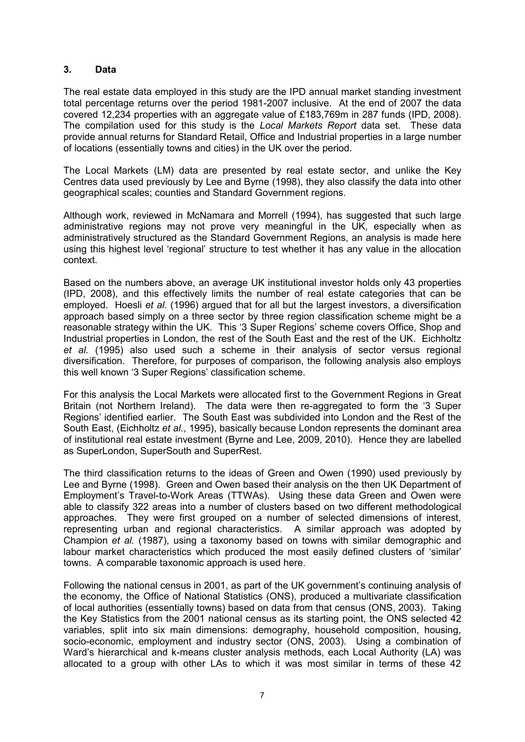## 3. Data

The real estate data employed in this study are the IPD annual market standing investment total percentage returns over the period 1981-2007 inclusive. At the end of 2007 the data covered 12,234 properties with an aggregate value of £183,769m in 287 funds (IPD, 2008). The compilation used for this study is the *Local Markets Report* data set. These data provide annual returns for Standard Retail, Office and Industrial properties in a large number of locations (essentially towns and cities) in the UK over the period.

The Local Markets (LM) data are presented by real estate sector, and unlike the Key Centres data used previously by Lee and Byrne (1998), they also classify the data into other geographical scales; counties and Standard Government regions.

Although work, reviewed in McNamara and Morrell (1994), has suggested that such large administrative regions may not prove very meaningful in the UK, especially when as administratively structured as the Standard Government Regions, an analysis is made here using this highest level 'regional' structure to test whether it has any value in the allocation context.

Based on the numbers above, an average UK institutional investor holds only 43 properties (IPD, 2008), and this effectively limits the number of real estate categories that can be employed. Hoesli *et al.* (1996) argued that for all but the largest investors, a diversification approach based simply on a three sector by three region classification scheme might be a reasonable strategy within the UK. This '3 Super Regions' scheme covers Office, Shop and Industrial properties in London, the rest of the South East and the rest of the UK. Eichholtz *et al.* (1995) also used such a scheme in their analysis of sector versus regional diversification. Therefore, for purposes of comparison, the following analysis also employs this well known '3 Super Regions' classification scheme.

For this analysis the Local Markets were allocated first to the Government Regions in Great Britain (not Northern Ireland). The data were then re-aggregated to form the '3 Super Regions' identified earlier. The South East was subdivided into London and the Rest of the South East, (Eichholtz *et al.*, 1995), basically because London represents the dominant area of institutional real estate investment (Byrne and Lee, 2009, 2010). Hence they are labelled as SuperLondon, SuperSouth and SuperRest.

The third classification returns to the ideas of Green and Owen (1990) used previously by Lee and Byrne (1998). Green and Owen based their analysis on the then UK Department of Employment's Travel-to-Work Areas (TTWAs). Using these data Green and Owen were able to classify 322 areas into a number of clusters based on two different methodological approaches. They were first grouped on a number of selected dimensions of interest, representing urban and regional characteristics. A similar approach was adopted by Champion *et al.* (1987), using a taxonomy based on towns with similar demographic and labour market characteristics which produced the most easily defined clusters of 'similar' towns. A comparable taxonomic approach is used here.

Following the national census in 2001, as part of the UK government's continuing analysis of the economy, the Office of National Statistics (ONS), produced a multivariate classification of local authorities (essentially towns) based on data from that census (ONS, 2003). Taking the Key Statistics from the 2001 national census as its starting point, the ONS selected 42 variables, split into six main dimensions: demography, household composition, housing, socio-economic, employment and industry sector (ONS, 2003). Using a combination of Ward's hierarchical and k-means cluster analysis methods, each Local Authority (LA) was allocated to a group with other LAs to which it was most similar in terms of these 42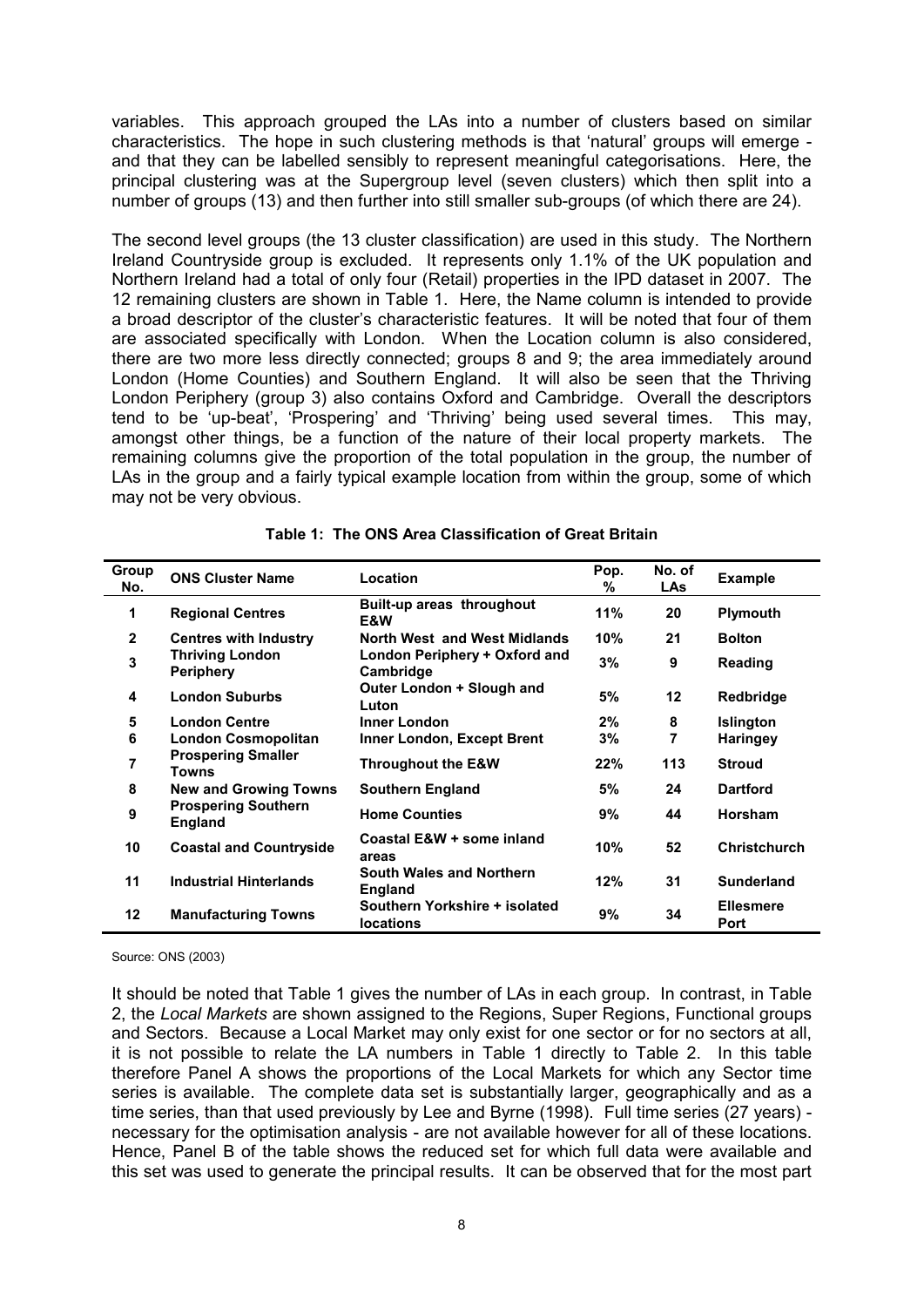variables. This approach grouped the LAs into a number of clusters based on similar characteristics. The hope in such clustering methods is that 'natural' groups will emerge - and that they can be labelled sensibly to represent meaningful categorisations. Here, the principal clustering was at the Supergroup level (seven clusters) which then split into a number of groups (13) and then further into still smaller sub-groups (of which there are 24).

The second level groups (the 13 cluster classification) are used in this study. The Northern Ireland Countryside group is excluded. It represents only 1.1% of the UK population and Northern Ireland had a total of only four (Retail) properties in the IPD dataset in 2007. The 12 remaining clusters are shown in Table 1. Here, the Name column is intended to provide a broad descriptor of the cluster's characteristic features. It will be noted that four of them are associated specifically with London. When the Location column is also considered, there are two more less directly connected; groups 8 and 9; the area immediately around London (Home Counties) and Southern England. It will also be seen that the Thriving London Periphery (group 3) also contains Oxford and Cambridge. Overall the descriptors tend to be 'up-beat', 'Prospering' and 'Thriving' being used several times. This may, amongst other things, be a function of the nature of their local property markets. The remaining columns give the proportion of the total population in the group, the number of LAs in the group and a fairly typical example location from within the group, some of which may not be very obvious.

**Table 1: The ONS Area Classification of Great Britain**

| Group No. | ONS Cluster Name | Location | Pop. % | No. of LAs | Example |
|---|---|---|---|---|---|
| 1 | **Regional Centres** | **Built-up areas throughout E&W** | **11%** | **20** | **Plymouth** |
| 2 | **Centres with Industry** | **North West and West Midlands** | **10%** | **21** | **Bolton** |
| 3 | **Thriving London Periphery** | **London Periphery + Oxford and Cambridge** | **3%** | **9** | **Reading** |
| 4 | **London Suburbs** | **Outer London + Slough and Luton** | **5%** | **12** | **Redbridge** |
| 5 | **London Centre** | **Inner London** | **2%** | **8** | **Islington** |
| 6 | **London Cosmopolitan** | **Inner London, Except Brent** | **3%** | **7** | **Haringey** |
| 7 | **Prospering Smaller Towns** | **Throughout the E&W** | **22%** | **113** | **Stroud** |
| 8 | **New and Growing Towns** | **Southern England** | **5%** | **24** | **Dartford** |
| 9 | **Prospering Southern England** | **Home Counties** | **9%** | **44** | **Horsham** |
| 10 | **Coastal and Countryside** | **Coastal E&W + some inland areas** | **10%** | **52** | **Christchurch** |
| 11 | **Industrial Hinterlands** | **South Wales and Northern England** | **12%** | **31** | **Sunderland** |
| 12 | **Manufacturing Towns** | **Southern Yorkshire + isolated locations** | **9%** | **34** | **Ellesmere Port** |

Source: ONS (2003)

It should be noted that Table 1 gives the number of LAs in each group. In contrast, in Table 2, the *Local Markets* are shown assigned to the Regions, Super Regions, Functional groups and Sectors. Because a Local Market may only exist for one sector or for no sectors at all, it is not possible to relate the LA numbers in Table 1 directly to Table 2. In this table therefore Panel A shows the proportions of the Local Markets for which any Sector time series is available. The complete data set is substantially larger, geographically and as a time series, than that used previously by Lee and Byrne (1998). Full time series (27 years) - necessary for the optimisation analysis - are not available however for all of these locations. Hence, Panel B of the table shows the reduced set for which full data were available and this set was used to generate the principal results. It can be observed that for the most part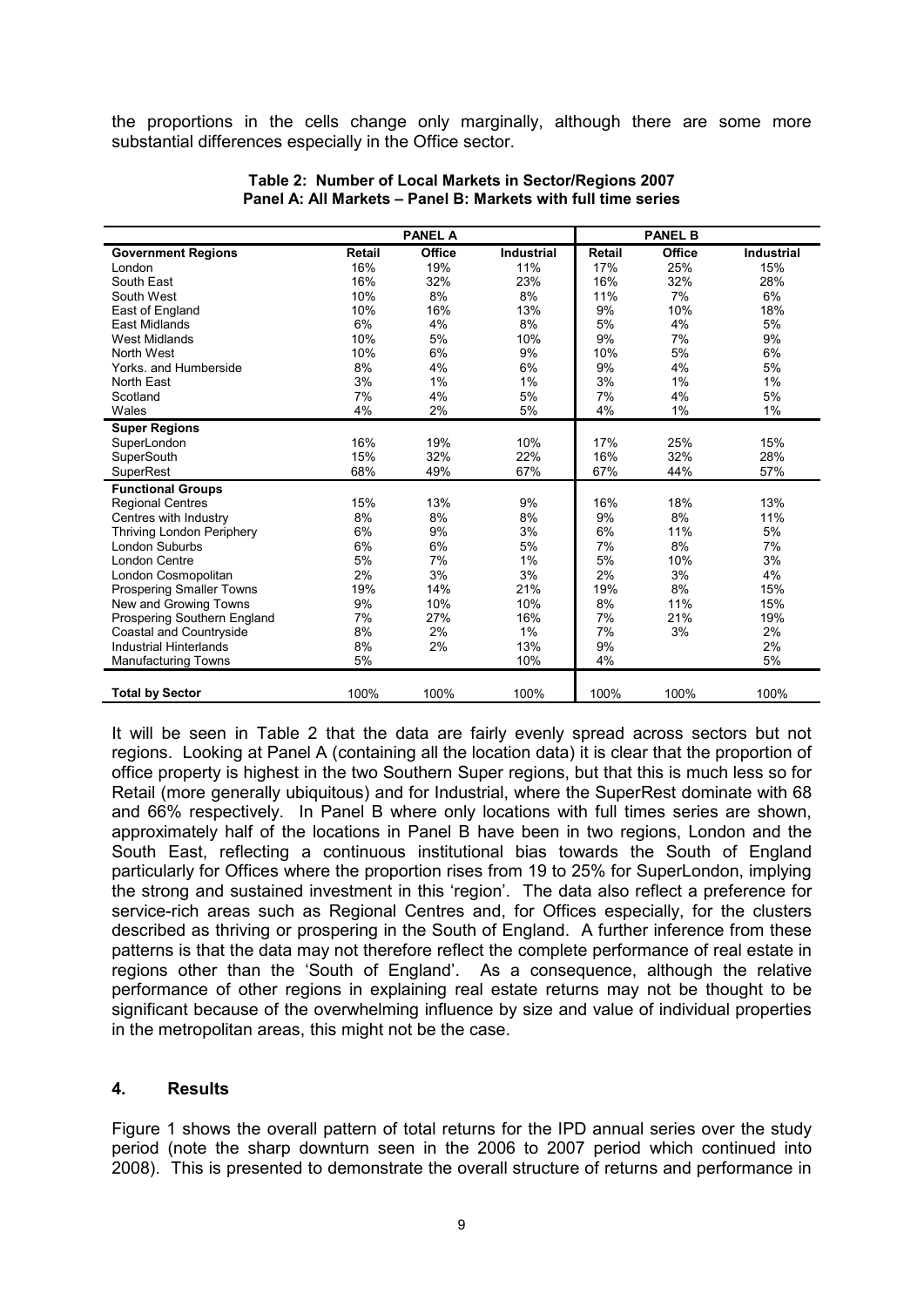the proportions in the cells change only marginally, although there are some more substantial differences especially in the Office sector.

**Table 2: Number of Local Markets in Sector/Regions 2007**
**Panel A: All Markets – Panel B: Markets with full time series**

| | PANEL A | | | PANEL B | | |
|---|---|---|---|---|---|---|
| **Government Regions** | **Retail** | **Office** | **Industrial** | **Retail** | **Office** | **Industrial** |
| London | 16% | 19% | 11% | 17% | 25% | 15% |
| South East | 16% | 32% | 23% | 16% | 32% | 28% |
| South West | 10% | 8% | 8% | 11% | 7% | 6% |
| East of England | 10% | 16% | 13% | 9% | 10% | 18% |
| East Midlands | 6% | 4% | 8% | 5% | 4% | 5% |
| West Midlands | 10% | 5% | 10% | 9% | 7% | 9% |
| North West | 10% | 6% | 9% | 10% | 5% | 6% |
| Yorks. and Humberside | 8% | 4% | 6% | 9% | 4% | 5% |
| North East | 3% | 1% | 1% | 3% | 1% | 1% |
| Scotland | 7% | 4% | 5% | 7% | 4% | 5% |
| Wales | 4% | 2% | 5% | 4% | 1% | 1% |
| **Super Regions** | | | | | | |
| SuperLondon | 16% | 19% | 10% | 17% | 25% | 15% |
| SuperSouth | 15% | 32% | 22% | 16% | 32% | 28% |
| SuperRest | 68% | 49% | 67% | 67% | 44% | 57% |
| **Functional Groups** | | | | | | |
| Regional Centres | 15% | 13% | 9% | 16% | 18% | 13% |
| Centres with Industry | 8% | 8% | 8% | 9% | 8% | 11% |
| Thriving London Periphery | 6% | 9% | 3% | 6% | 11% | 5% |
| London Suburbs | 6% | 6% | 5% | 7% | 8% | 7% |
| London Centre | 5% | 7% | 1% | 5% | 10% | 3% |
| London Cosmopolitan | 2% | 3% | 3% | 2% | 3% | 4% |
| Prospering Smaller Towns | 19% | 14% | 21% | 19% | 8% | 15% |
| New and Growing Towns | 9% | 10% | 10% | 8% | 11% | 15% |
| Prospering Southern England | 7% | 27% | 16% | 7% | 21% | 19% |
| Coastal and Countryside | 8% | 2% | 1% | 7% | 3% | 2% |
| Industrial Hinterlands | 8% | 2% | 13% | 9% | | 2% |
| Manufacturing Towns | 5% | | 10% | 4% | | 5% |
| **Total by Sector** | 100% | 100% | 100% | 100% | 100% | 100% |

It will be seen in Table 2 that the data are fairly evenly spread across sectors but not regions. Looking at Panel A (containing all the location data) it is clear that the proportion of office property is highest in the two Southern Super regions, but that this is much less so for Retail (more generally ubiquitous) and for Industrial, where the SuperRest dominate with 68 and 66% respectively. In Panel B where only locations with full times series are shown, approximately half of the locations in Panel B have been in two regions, London and the South East, reflecting a continuous institutional bias towards the South of England particularly for Offices where the proportion rises from 19 to 25% for SuperLondon, implying the strong and sustained investment in this 'region'. The data also reflect a preference for service-rich areas such as Regional Centres and, for Offices especially, for the clusters described as thriving or prospering in the South of England. A further inference from these patterns is that the data may not therefore reflect the complete performance of real estate in regions other than the 'South of England'. As a consequence, although the relative performance of other regions in explaining real estate returns may not be thought to be significant because of the overwhelming influence by size and value of individual properties in the metropolitan areas, this might not be the case.

## 4. Results

Figure 1 shows the overall pattern of total returns for the IPD annual series over the study period (note the sharp downturn seen in the 2006 to 2007 period which continued into 2008). This is presented to demonstrate the overall structure of returns and performance in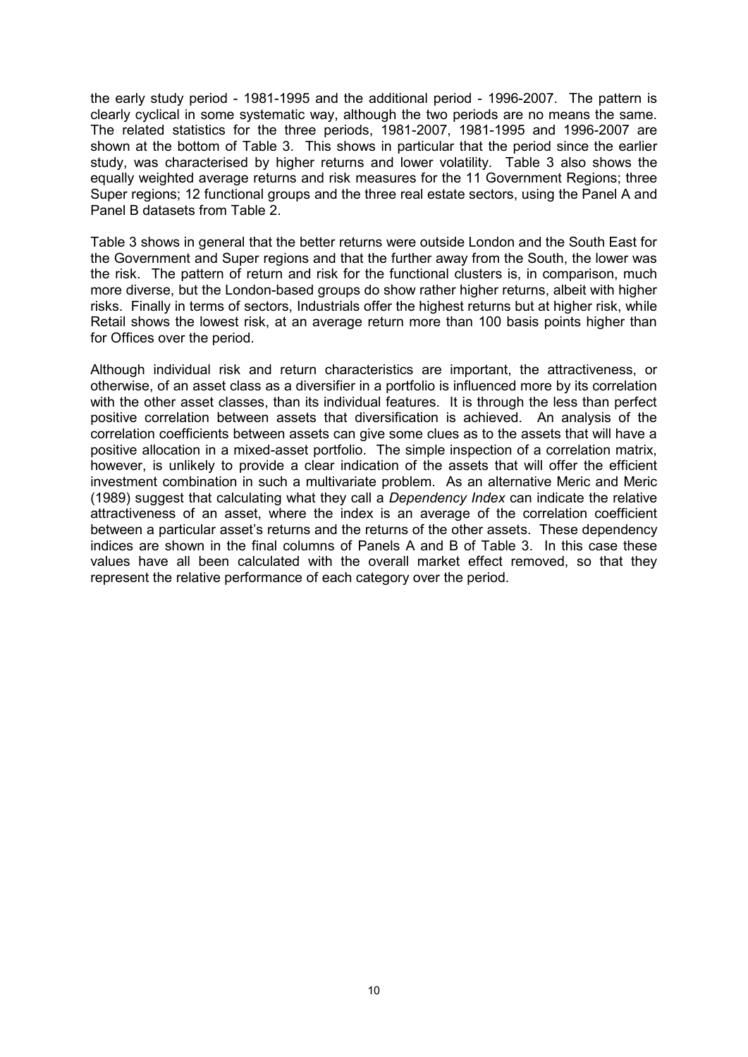the early study period - 1981-1995 and the additional period - 1996-2007. The pattern is clearly cyclical in some systematic way, although the two periods are no means the same. The related statistics for the three periods, 1981-2007, 1981-1995 and 1996-2007 are shown at the bottom of Table 3. This shows in particular that the period since the earlier study, was characterised by higher returns and lower volatility. Table 3 also shows the equally weighted average returns and risk measures for the 11 Government Regions; three Super regions; 12 functional groups and the three real estate sectors, using the Panel A and Panel B datasets from Table 2.

Table 3 shows in general that the better returns were outside London and the South East for the Government and Super regions and that the further away from the South, the lower was the risk. The pattern of return and risk for the functional clusters is, in comparison, much more diverse, but the London-based groups do show rather higher returns, albeit with higher risks. Finally in terms of sectors, Industrials offer the highest returns but at higher risk, while Retail shows the lowest risk, at an average return more than 100 basis points higher than for Offices over the period.

Although individual risk and return characteristics are important, the attractiveness, or otherwise, of an asset class as a diversifier in a portfolio is influenced more by its correlation with the other asset classes, than its individual features. It is through the less than perfect positive correlation between assets that diversification is achieved. An analysis of the correlation coefficients between assets can give some clues as to the assets that will have a positive allocation in a mixed-asset portfolio. The simple inspection of a correlation matrix, however, is unlikely to provide a clear indication of the assets that will offer the efficient investment combination in such a multivariate problem. As an alternative Meric and Meric (1989) suggest that calculating what they call a *Dependency Index* can indicate the relative attractiveness of an asset, where the index is an average of the correlation coefficient between a particular asset's returns and the returns of the other assets. These dependency indices are shown in the final columns of Panels A and B of Table 3. In this case these values have all been calculated with the overall market effect removed, so that they represent the relative performance of each category over the period.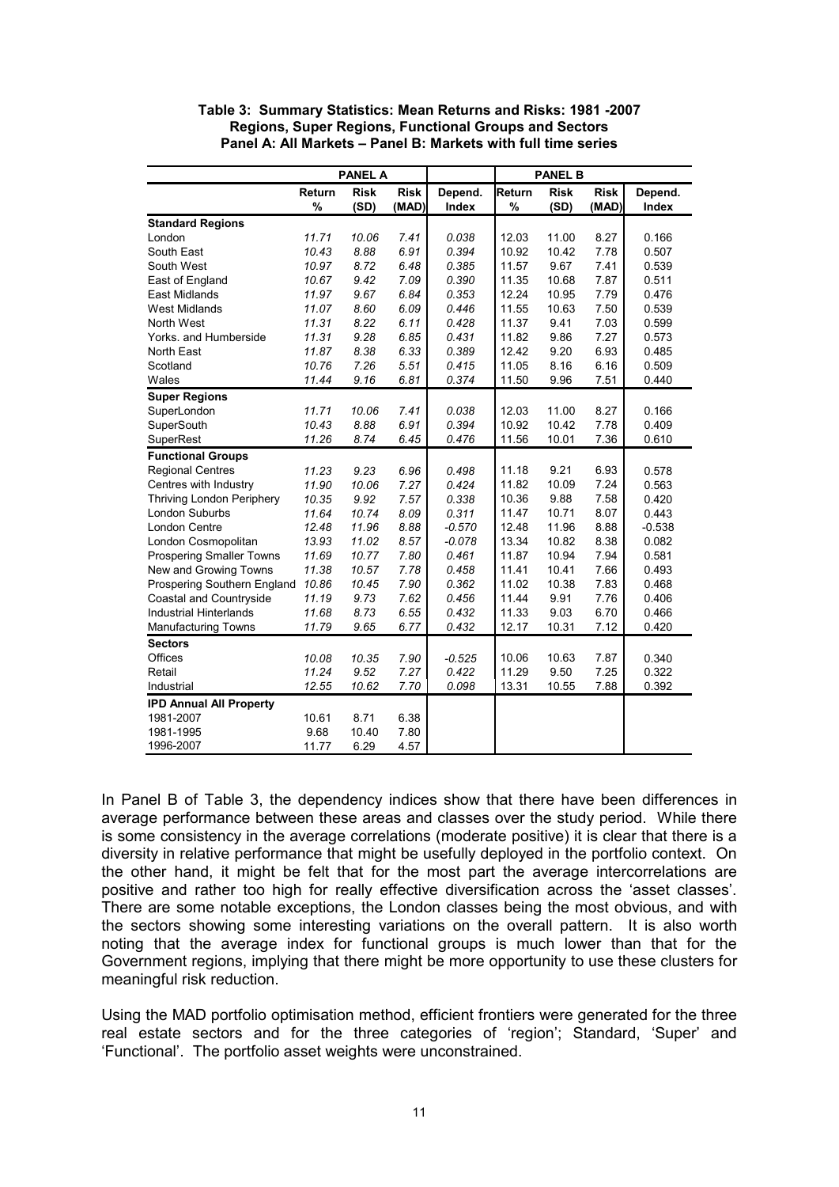**Table 3: Summary Statistics: Mean Returns and Risks: 1981 -2007**
**Regions, Super Regions, Functional Groups and Sectors**
**Panel A: All Markets – Panel B: Markets with full time series**

| | PANEL A | | | | PANEL B | | | |
|---|---|---|---|---|---|---|---|---|
| | Return % | Risk (SD) | Risk (MAD) | Depend. Index | Return % | Risk (SD) | Risk (MAD) | Depend. Index |
| **Standard Regions** | | | | | | | | |
| London | *11.71* | *10.06* | *7.41* | *0.038* | 12.03 | 11.00 | 8.27 | 0.166 |
| South East | *10.43* | *8.88* | *6.91* | *0.394* | 10.92 | 10.42 | 7.78 | 0.507 |
| South West | *10.97* | *8.72* | *6.48* | *0.385* | 11.57 | 9.67 | 7.41 | 0.539 |
| East of England | *10.67* | *9.42* | *7.09* | *0.390* | 11.35 | 10.68 | 7.87 | 0.511 |
| East Midlands | *11.97* | *9.67* | *6.84* | *0.353* | 12.24 | 10.95 | 7.79 | 0.476 |
| West Midlands | *11.07* | *8.60* | *6.09* | *0.446* | 11.55 | 10.63 | 7.50 | 0.539 |
| North West | *11.31* | *8.22* | *6.11* | *0.428* | 11.37 | 9.41 | 7.03 | 0.599 |
| Yorks. and Humberside | *11.31* | *9.28* | *6.85* | *0.431* | 11.82 | 9.86 | 7.27 | 0.573 |
| North East | *11.87* | *8.38* | *6.33* | *0.389* | 12.42 | 9.20 | 6.93 | 0.485 |
| Scotland | *10.76* | *7.26* | *5.51* | *0.415* | 11.05 | 8.16 | 6.16 | 0.509 |
| Wales | *11.44* | *9.16* | *6.81* | *0.374* | 11.50 | 9.96 | 7.51 | 0.440 |
| **Super Regions** | | | | | | | | |
| SuperLondon | *11.71* | *10.06* | *7.41* | *0.038* | 12.03 | 11.00 | 8.27 | 0.166 |
| SuperSouth | *10.43* | *8.88* | *6.91* | *0.394* | 10.92 | 10.42 | 7.78 | 0.409 |
| SuperRest | *11.26* | *8.74* | *6.45* | *0.476* | 11.56 | 10.01 | 7.36 | 0.610 |
| **Functional Groups** | | | | | | | | |
| Regional Centres | *11.23* | *9.23* | *6.96* | *0.498* | 11.18 | 9.21 | 6.93 | 0.578 |
| Centres with Industry | *11.90* | *10.06* | *7.27* | *0.424* | 11.82 | 10.09 | 7.24 | 0.563 |
| Thriving London Periphery | *10.35* | *9.92* | *7.57* | *0.338* | 10.36 | 9.88 | 7.58 | 0.420 |
| London Suburbs | *11.64* | *10.74* | *8.09* | *0.311* | 11.47 | 10.71 | 8.07 | 0.443 |
| London Centre | *12.48* | *11.96* | *8.88* | *-0.570* | 12.48 | 11.96 | 8.88 | -0.538 |
| London Cosmopolitan | *13.93* | *11.02* | *8.57* | *-0.078* | 13.34 | 10.82 | 8.38 | 0.082 |
| Prospering Smaller Towns | *11.69* | *10.77* | *7.80* | *0.461* | 11.87 | 10.94 | 7.94 | 0.581 |
| New and Growing Towns | *11.38* | *10.57* | *7.78* | *0.458* | 11.41 | 10.41 | 7.66 | 0.493 |
| Prospering Southern England | *10.86* | *10.45* | *7.90* | *0.362* | 11.02 | 10.38 | 7.83 | 0.468 |
| Coastal and Countryside | *11.19* | *9.73* | *7.62* | *0.456* | 11.44 | 9.91 | 7.76 | 0.406 |
| Industrial Hinterlands | *11.68* | *8.73* | *6.55* | *0.432* | 11.33 | 9.03 | 6.70 | 0.466 |
| Manufacturing Towns | *11.79* | *9.65* | *6.77* | *0.432* | 12.17 | 10.31 | 7.12 | 0.420 |
| **Sectors** | | | | | | | | |
| Offices | *10.08* | *10.35* | *7.90* | *-0.525* | 10.06 | 10.63 | 7.87 | 0.340 |
| Retail | *11.24* | *9.52* | *7.27* | *0.422* | 11.29 | 9.50 | 7.25 | 0.322 |
| Industrial | *12.55* | *10.62* | *7.70* | *0.098* | 13.31 | 10.55 | 7.88 | 0.392 |
| **IPD Annual All Property** | | | | | | | | |
| 1981-2007 | 10.61 | 8.71 | 6.38 | | | | | |
| 1981-1995 | 9.68 | 10.40 | 7.80 | | | | | |
| 1996-2007 | 11.77 | 6.29 | 4.57 | | | | | |

In Panel B of Table 3, the dependency indices show that there have been differences in average performance between these areas and classes over the study period. While there is some consistency in the average correlations (moderate positive) it is clear that there is a diversity in relative performance that might be usefully deployed in the portfolio context. On the other hand, it might be felt that for the most part the average intercorrelations are positive and rather too high for really effective diversification across the 'asset classes'. There are some notable exceptions, the London classes being the most obvious, and with the sectors showing some interesting variations on the overall pattern. It is also worth noting that the average index for functional groups is much lower than that for the Government regions, implying that there might be more opportunity to use these clusters for meaningful risk reduction.

Using the MAD portfolio optimisation method, efficient frontiers were generated for the three real estate sectors and for the three categories of 'region'; Standard, 'Super' and 'Functional'. The portfolio asset weights were unconstrained.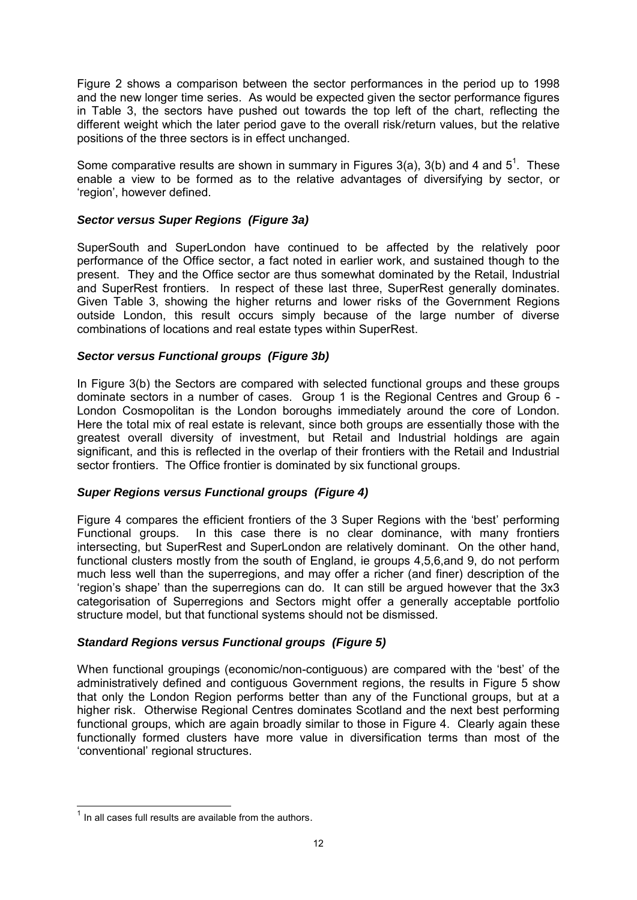Figure 2 shows a comparison between the sector performances in the period up to 1998 and the new longer time series. As would be expected given the sector performance figures in Table 3, the sectors have pushed out towards the top left of the chart, reflecting the different weight which the later period gave to the overall risk/return values, but the relative positions of the three sectors is in effect unchanged.

Some comparative results are shown in summary in Figures 3(a), 3(b) and 4 and 5[1]. These enable a view to be formed as to the relative advantages of diversifying by sector, or 'region', however defined.

### *Sector versus Super Regions (Figure 3a)*

SuperSouth and SuperLondon have continued to be affected by the relatively poor performance of the Office sector, a fact noted in earlier work, and sustained though to the present. They and the Office sector are thus somewhat dominated by the Retail, Industrial and SuperRest frontiers. In respect of these last three, SuperRest generally dominates. Given Table 3, showing the higher returns and lower risks of the Government Regions outside London, this result occurs simply because of the large number of diverse combinations of locations and real estate types within SuperRest.

### *Sector versus Functional groups (Figure 3b)*

In Figure 3(b) the Sectors are compared with selected functional groups and these groups dominate sectors in a number of cases. Group 1 is the Regional Centres and Group 6 - London Cosmopolitan is the London boroughs immediately around the core of London. Here the total mix of real estate is relevant, since both groups are essentially those with the greatest overall diversity of investment, but Retail and Industrial holdings are again significant, and this is reflected in the overlap of their frontiers with the Retail and Industrial sector frontiers. The Office frontier is dominated by six functional groups.

### *Super Regions versus Functional groups (Figure 4)*

Figure 4 compares the efficient frontiers of the 3 Super Regions with the 'best' performing Functional groups. In this case there is no clear dominance, with many frontiers intersecting, but SuperRest and SuperLondon are relatively dominant. On the other hand, functional clusters mostly from the south of England, ie groups 4,5,6,and 9, do not perform much less well than the superregions, and may offer a richer (and finer) description of the 'region's shape' than the superregions can do. It can still be argued however that the 3x3 categorisation of Superregions and Sectors might offer a generally acceptable portfolio structure model, but that functional systems should not be dismissed.

### *Standard Regions versus Functional groups (Figure 5)*

When functional groupings (economic/non-contiguous) are compared with the 'best' of the administratively defined and contiguous Government regions, the results in Figure 5 show that only the London Region performs better than any of the Functional groups, but at a higher risk. Otherwise Regional Centres dominates Scotland and the next best performing functional groups, which are again broadly similar to those in Figure 4. Clearly again these functionally formed clusters have more value in diversification terms than most of the 'conventional' regional structures.

[1] In all cases full results are available from the authors.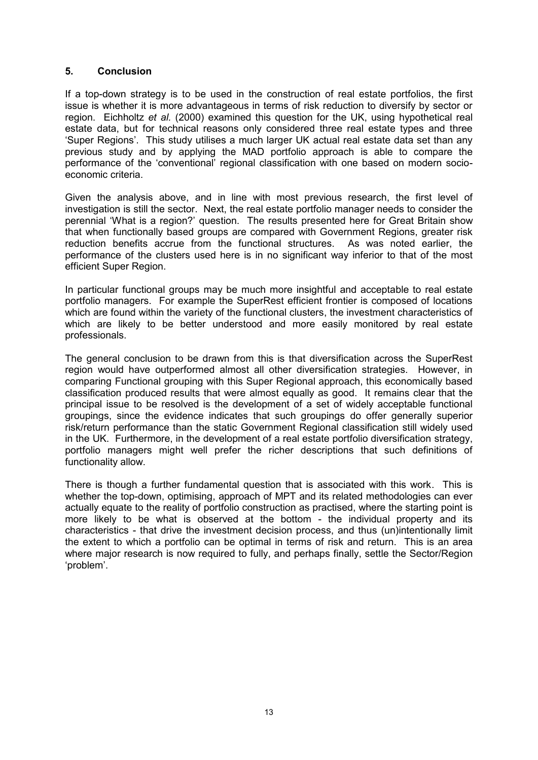## 5. Conclusion

If a top-down strategy is to be used in the construction of real estate portfolios, the first issue is whether it is more advantageous in terms of risk reduction to diversify by sector or region. Eichholtz *et al.* (2000) examined this question for the UK, using hypothetical real estate data, but for technical reasons only considered three real estate types and three 'Super Regions'. This study utilises a much larger UK actual real estate data set than any previous study and by applying the MAD portfolio approach is able to compare the performance of the 'conventional' regional classification with one based on modern socio-economic criteria.

Given the analysis above, and in line with most previous research, the first level of investigation is still the sector. Next, the real estate portfolio manager needs to consider the perennial 'What is a region?' question. The results presented here for Great Britain show that when functionally based groups are compared with Government Regions, greater risk reduction benefits accrue from the functional structures. As was noted earlier, the performance of the clusters used here is in no significant way inferior to that of the most efficient Super Region.

In particular functional groups may be much more insightful and acceptable to real estate portfolio managers. For example the SuperRest efficient frontier is composed of locations which are found within the variety of the functional clusters, the investment characteristics of which are likely to be better understood and more easily monitored by real estate professionals.

The general conclusion to be drawn from this is that diversification across the SuperRest region would have outperformed almost all other diversification strategies. However, in comparing Functional grouping with this Super Regional approach, this economically based classification produced results that were almost equally as good. It remains clear that the principal issue to be resolved is the development of a set of widely acceptable functional groupings, since the evidence indicates that such groupings do offer generally superior risk/return performance than the static Government Regional classification still widely used in the UK. Furthermore, in the development of a real estate portfolio diversification strategy, portfolio managers might well prefer the richer descriptions that such definitions of functionality allow.

There is though a further fundamental question that is associated with this work. This is whether the top-down, optimising, approach of MPT and its related methodologies can ever actually equate to the reality of portfolio construction as practised, where the starting point is more likely to be what is observed at the bottom - the individual property and its characteristics - that drive the investment decision process, and thus (un)intentionally limit the extent to which a portfolio can be optimal in terms of risk and return. This is an area where major research is now required to fully, and perhaps finally, settle the Sector/Region 'problem'.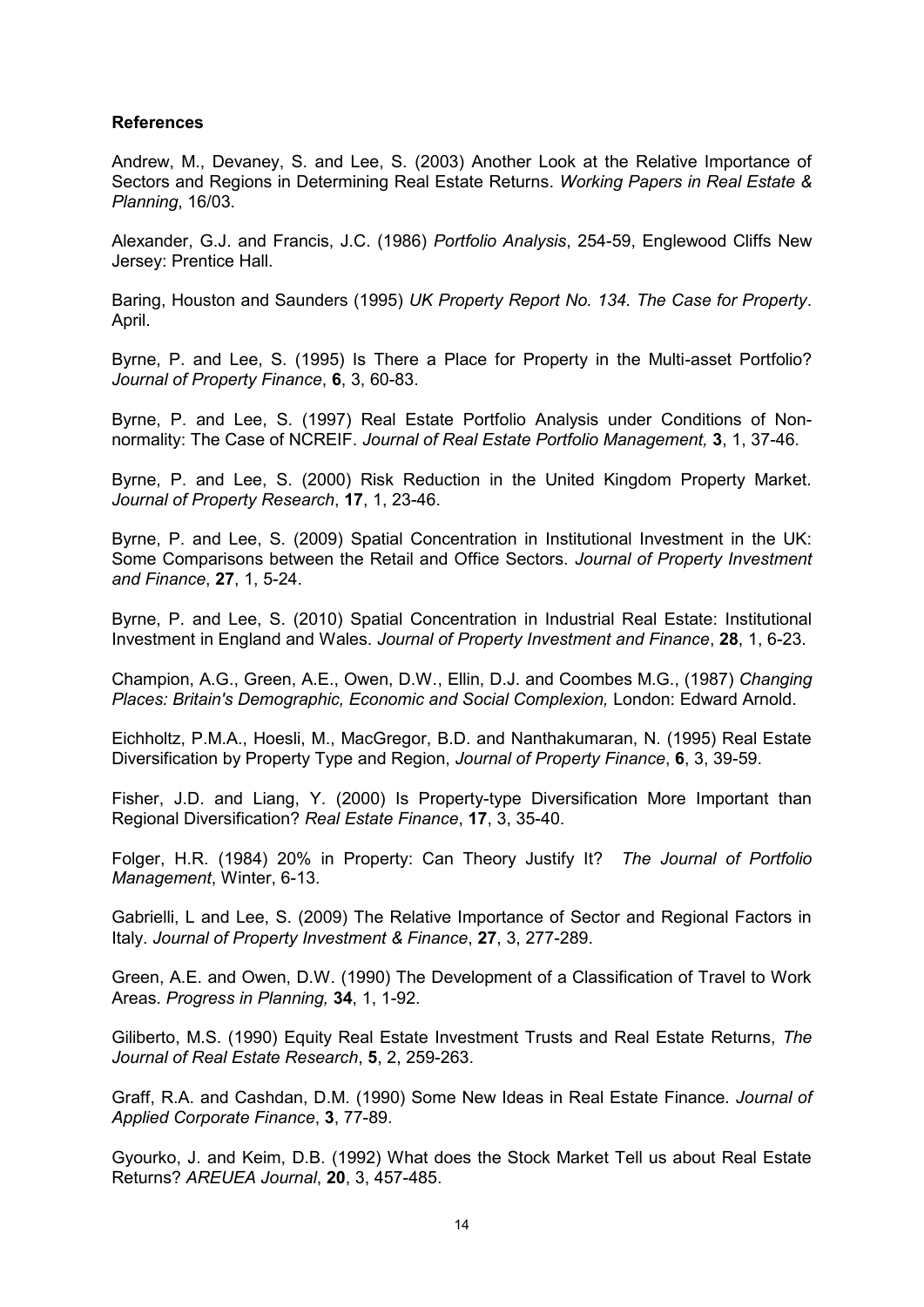**References**

Andrew, M., Devaney, S. and Lee, S. (2003) Another Look at the Relative Importance of Sectors and Regions in Determining Real Estate Returns. *Working Papers in Real Estate & Planning*, 16/03.

Alexander, G.J. and Francis, J.C. (1986) *Portfolio Analysis*, 254-59, Englewood Cliffs New Jersey: Prentice Hall.

Baring, Houston and Saunders (1995) *UK Property Report No. 134. The Case for Property*. April.

Byrne, P. and Lee, S. (1995) Is There a Place for Property in the Multi-asset Portfolio? *Journal of Property Finance*, **6**, 3, 60-83.

Byrne, P. and Lee, S. (1997) Real Estate Portfolio Analysis under Conditions of Non-normality: The Case of NCREIF. *Journal of Real Estate Portfolio Management,* **3**, 1, 37-46.

Byrne, P. and Lee, S. (2000) Risk Reduction in the United Kingdom Property Market. *Journal of Property Research*, **17**, 1, 23-46.

Byrne, P. and Lee, S. (2009) Spatial Concentration in Institutional Investment in the UK: Some Comparisons between the Retail and Office Sectors. *Journal of Property Investment and Finance*, **27**, 1, 5-24.

Byrne, P. and Lee, S. (2010) Spatial Concentration in Industrial Real Estate: Institutional Investment in England and Wales. *Journal of Property Investment and Finance*, **28**, 1, 6-23.

Champion, A.G., Green, A.E., Owen, D.W., Ellin, D.J. and Coombes M.G., (1987) *Changing Places: Britain's Demographic, Economic and Social Complexion,* London: Edward Arnold.

Eichholtz, P.M.A., Hoesli, M., MacGregor, B.D. and Nanthakumaran, N. (1995) Real Estate Diversification by Property Type and Region, *Journal of Property Finance*, **6**, 3, 39-59.

Fisher, J.D. and Liang, Y. (2000) Is Property-type Diversification More Important than Regional Diversification? *Real Estate Finance*, **17**, 3, 35-40.

Folger, H.R. (1984) 20% in Property: Can Theory Justify It? *The Journal of Portfolio Management*, Winter, 6-13.

Gabrielli, L and Lee, S. (2009) The Relative Importance of Sector and Regional Factors in Italy. *Journal of Property Investment & Finance*, **27**, 3, 277-289.

Green, A.E. and Owen, D.W. (1990) The Development of a Classification of Travel to Work Areas. *Progress in Planning,* **34**, 1, 1-92.

Giliberto, M.S. (1990) Equity Real Estate Investment Trusts and Real Estate Returns, *The Journal of Real Estate Research*, **5**, 2, 259-263.

Graff, R.A. and Cashdan, D.M. (1990) Some New Ideas in Real Estate Finance. *Journal of Applied Corporate Finance*, **3**, 77-89.

Gyourko, J. and Keim, D.B. (1992) What does the Stock Market Tell us about Real Estate Returns? *AREUEA Journal*, **20**, 3, 457-485.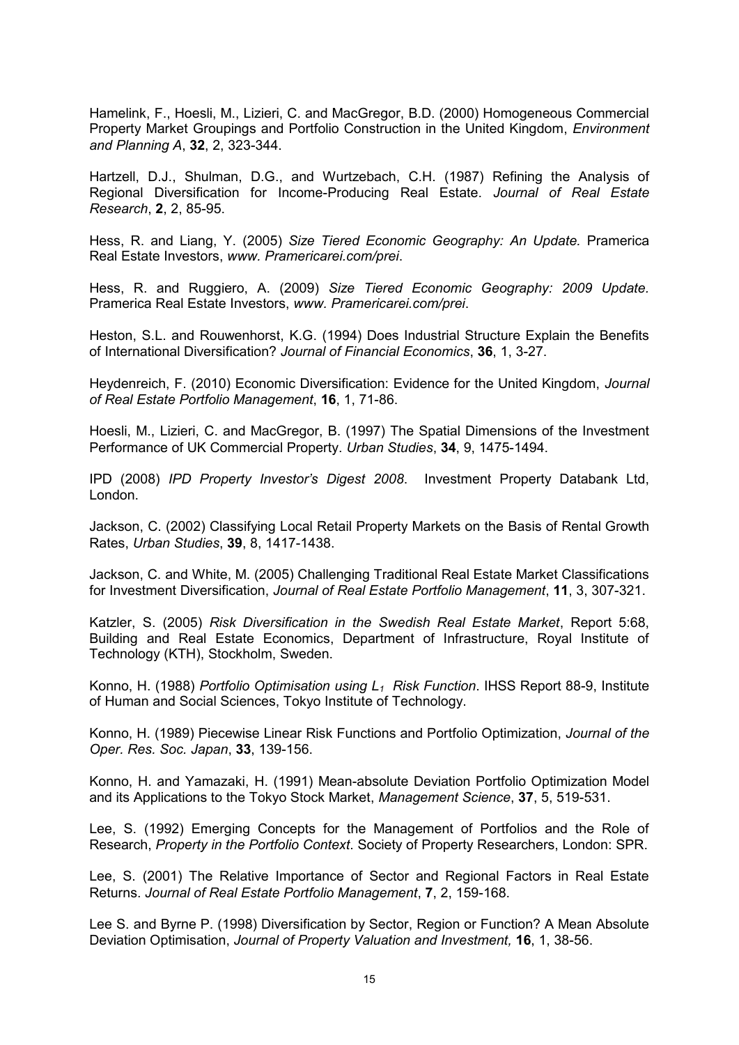Hamelink, F., Hoesli, M., Lizieri, C. and MacGregor, B.D. (2000) Homogeneous Commercial Property Market Groupings and Portfolio Construction in the United Kingdom, *Environment and Planning A*, **32**, 2, 323-344.

Hartzell, D.J., Shulman, D.G., and Wurtzebach, C.H. (1987) Refining the Analysis of Regional Diversification for Income-Producing Real Estate. *Journal of Real Estate Research*, **2**, 2, 85-95.

Hess, R. and Liang, Y. (2005) *Size Tiered Economic Geography: An Update.* Pramerica Real Estate Investors, *www. Pramericarei.com/prei*.

Hess, R. and Ruggiero, A. (2009) *Size Tiered Economic Geography: 2009 Update.* Pramerica Real Estate Investors, *www. Pramericarei.com/prei*.

Heston, S.L. and Rouwenhorst, K.G. (1994) Does Industrial Structure Explain the Benefits of International Diversification? *Journal of Financial Economics*, **36**, 1, 3-27.

Heydenreich, F. (2010) Economic Diversification: Evidence for the United Kingdom, *Journal of Real Estate Portfolio Management*, **16**, 1, 71-86.

Hoesli, M., Lizieri, C. and MacGregor, B. (1997) The Spatial Dimensions of the Investment Performance of UK Commercial Property. *Urban Studies*, **34**, 9, 1475-1494.

IPD (2008) *IPD Property Investor's Digest 2008*. Investment Property Databank Ltd, London.

Jackson, C. (2002) Classifying Local Retail Property Markets on the Basis of Rental Growth Rates, *Urban Studies*, **39**, 8, 1417-1438.

Jackson, C. and White, M. (2005) Challenging Traditional Real Estate Market Classifications for Investment Diversification, *Journal of Real Estate Portfolio Management*, **11**, 3, 307-321.

Katzler, S. (2005) *Risk Diversification in the Swedish Real Estate Market*, Report 5:68, Building and Real Estate Economics, Department of Infrastructure, Royal Institute of Technology (KTH), Stockholm, Sweden.

Konno, H. (1988) *Portfolio Optimisation using $L_1$ Risk Function*. IHSS Report 88-9, Institute of Human and Social Sciences, Tokyo Institute of Technology.

Konno, H. (1989) Piecewise Linear Risk Functions and Portfolio Optimization, *Journal of the Oper. Res. Soc. Japan*, **33**, 139-156.

Konno, H. and Yamazaki, H. (1991) Mean-absolute Deviation Portfolio Optimization Model and its Applications to the Tokyo Stock Market, *Management Science*, **37**, 5, 519-531.

Lee, S. (1992) Emerging Concepts for the Management of Portfolios and the Role of Research, *Property in the Portfolio Context*. Society of Property Researchers, London: SPR.

Lee, S. (2001) The Relative Importance of Sector and Regional Factors in Real Estate Returns. *Journal of Real Estate Portfolio Management*, **7**, 2, 159-168.

Lee S. and Byrne P. (1998) Diversification by Sector, Region or Function? A Mean Absolute Deviation Optimisation, *Journal of Property Valuation and Investment,* **16**, 1, 38-56.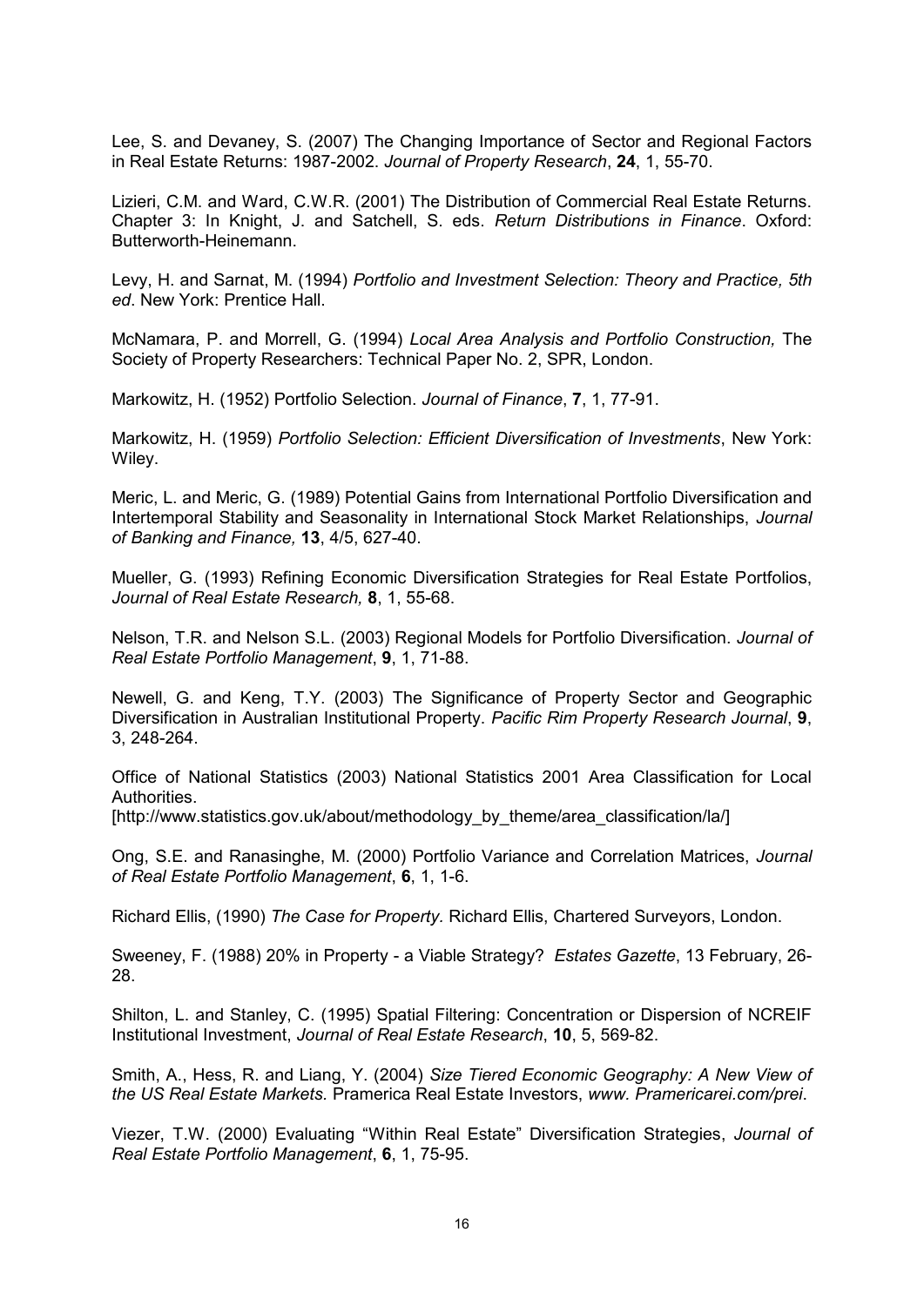Lee, S. and Devaney, S. (2007) The Changing Importance of Sector and Regional Factors in Real Estate Returns: 1987-2002. *Journal of Property Research*, **24**, 1, 55-70.

Lizieri, C.M. and Ward, C.W.R. (2001) The Distribution of Commercial Real Estate Returns. Chapter 3: In Knight, J. and Satchell, S. eds. *Return Distributions in Finance*. Oxford: Butterworth-Heinemann.

Levy, H. and Sarnat, M. (1994) *Portfolio and Investment Selection: Theory and Practice, 5th ed*. New York: Prentice Hall.

McNamara, P. and Morrell, G. (1994) *Local Area Analysis and Portfolio Construction,* The Society of Property Researchers: Technical Paper No. 2, SPR, London.

Markowitz, H. (1952) Portfolio Selection. *Journal of Finance*, **7**, 1, 77-91.

Markowitz, H. (1959) *Portfolio Selection: Efficient Diversification of Investments*, New York: Wiley.

Meric, L. and Meric, G. (1989) Potential Gains from International Portfolio Diversification and Intertemporal Stability and Seasonality in International Stock Market Relationships, *Journal of Banking and Finance,* **13**, 4/5, 627-40.

Mueller, G. (1993) Refining Economic Diversification Strategies for Real Estate Portfolios, *Journal of Real Estate Research,* **8**, 1, 55-68.

Nelson, T.R. and Nelson S.L. (2003) Regional Models for Portfolio Diversification. *Journal of Real Estate Portfolio Management*, **9**, 1, 71-88.

Newell, G. and Keng, T.Y. (2003) The Significance of Property Sector and Geographic Diversification in Australian Institutional Property. *Pacific Rim Property Research Journal*, **9**, 3, 248-264.

Office of National Statistics (2003) National Statistics 2001 Area Classification for Local Authorities.
[http://www.statistics.gov.uk/about/methodology_by_theme/area_classification/la/]

Ong, S.E. and Ranasinghe, M. (2000) Portfolio Variance and Correlation Matrices, *Journal of Real Estate Portfolio Management*, **6**, 1, 1-6.

Richard Ellis, (1990) *The Case for Property.* Richard Ellis, Chartered Surveyors, London.

Sweeney, F. (1988) 20% in Property - a Viable Strategy? *Estates Gazette*, 13 February, 26-28.

Shilton, L. and Stanley, C. (1995) Spatial Filtering: Concentration or Dispersion of NCREIF Institutional Investment, *Journal of Real Estate Research*, **10**, 5, 569-82.

Smith, A., Hess, R. and Liang, Y. (2004) *Size Tiered Economic Geography: A New View of the US Real Estate Markets*. Pramerica Real Estate Investors, *www. Pramericarei.com/prei*.

Viezer, T.W. (2000) Evaluating "Within Real Estate" Diversification Strategies, *Journal of Real Estate Portfolio Management*, **6**, 1, 75-95.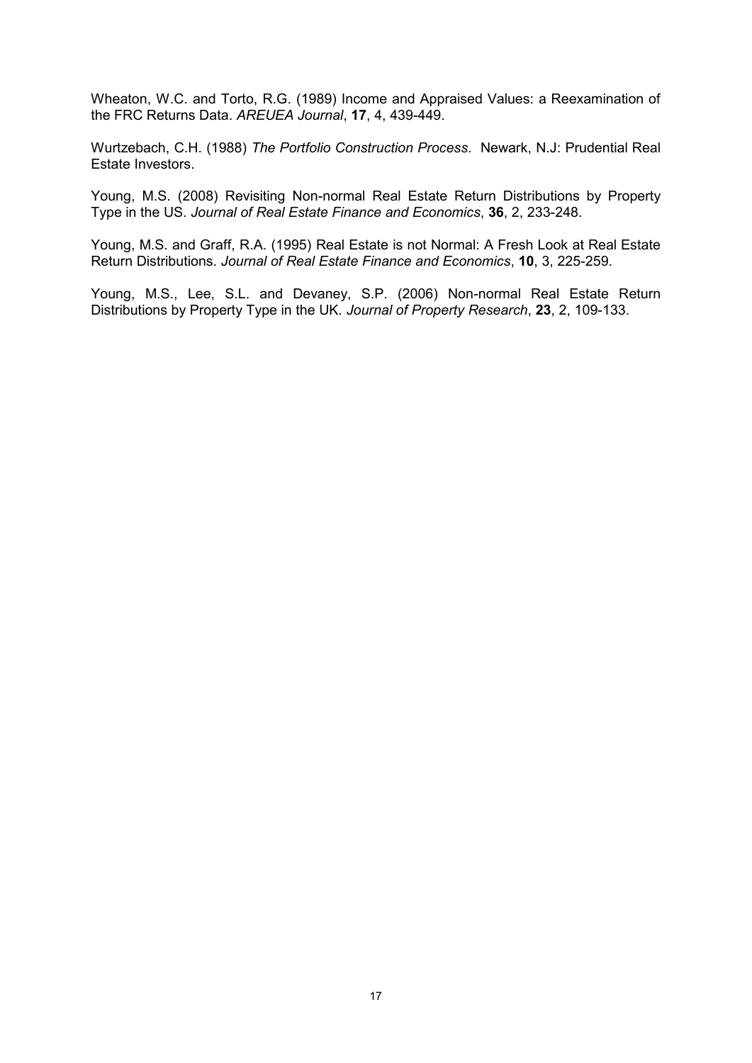Wheaton, W.C. and Torto, R.G. (1989) Income and Appraised Values: a Reexamination of the FRC Returns Data. *AREUEA Journal*, **17**, 4, 439-449.

Wurtzebach, C.H. (1988) *The Portfolio Construction Process*. Newark, N.J: Prudential Real Estate Investors.

Young, M.S. (2008) Revisiting Non-normal Real Estate Return Distributions by Property Type in the US. *Journal of Real Estate Finance and Economics*, **36**, 2, 233-248.

Young, M.S. and Graff, R.A. (1995) Real Estate is not Normal: A Fresh Look at Real Estate Return Distributions. *Journal of Real Estate Finance and Economics*, **10**, 3, 225-259.

Young, M.S., Lee, S.L. and Devaney, S.P. (2006) Non-normal Real Estate Return Distributions by Property Type in the UK. *Journal of Property Research*, **23**, 2, 109-133.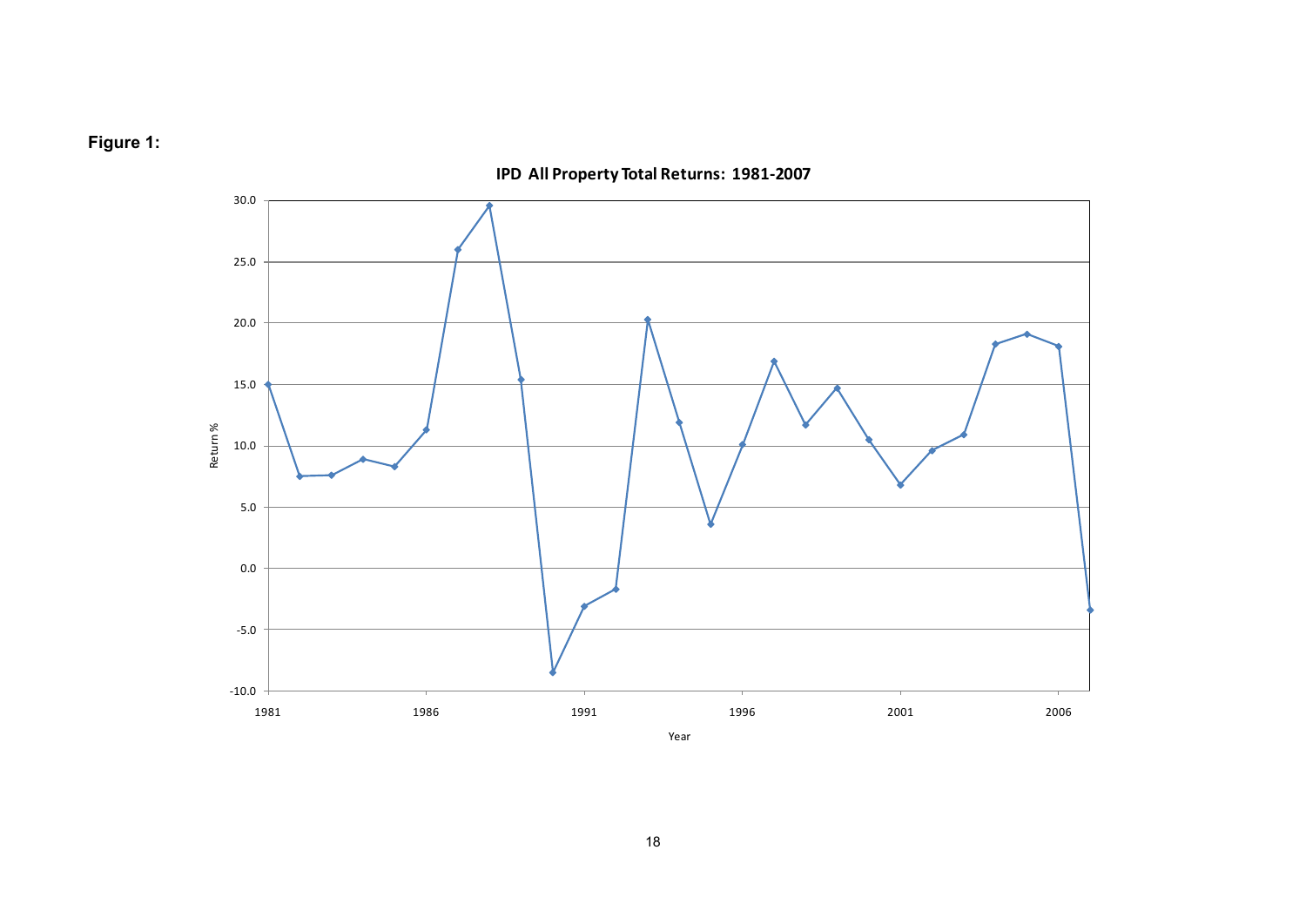**Figure 1:**

IPD All Property Total Returns: 1981-2007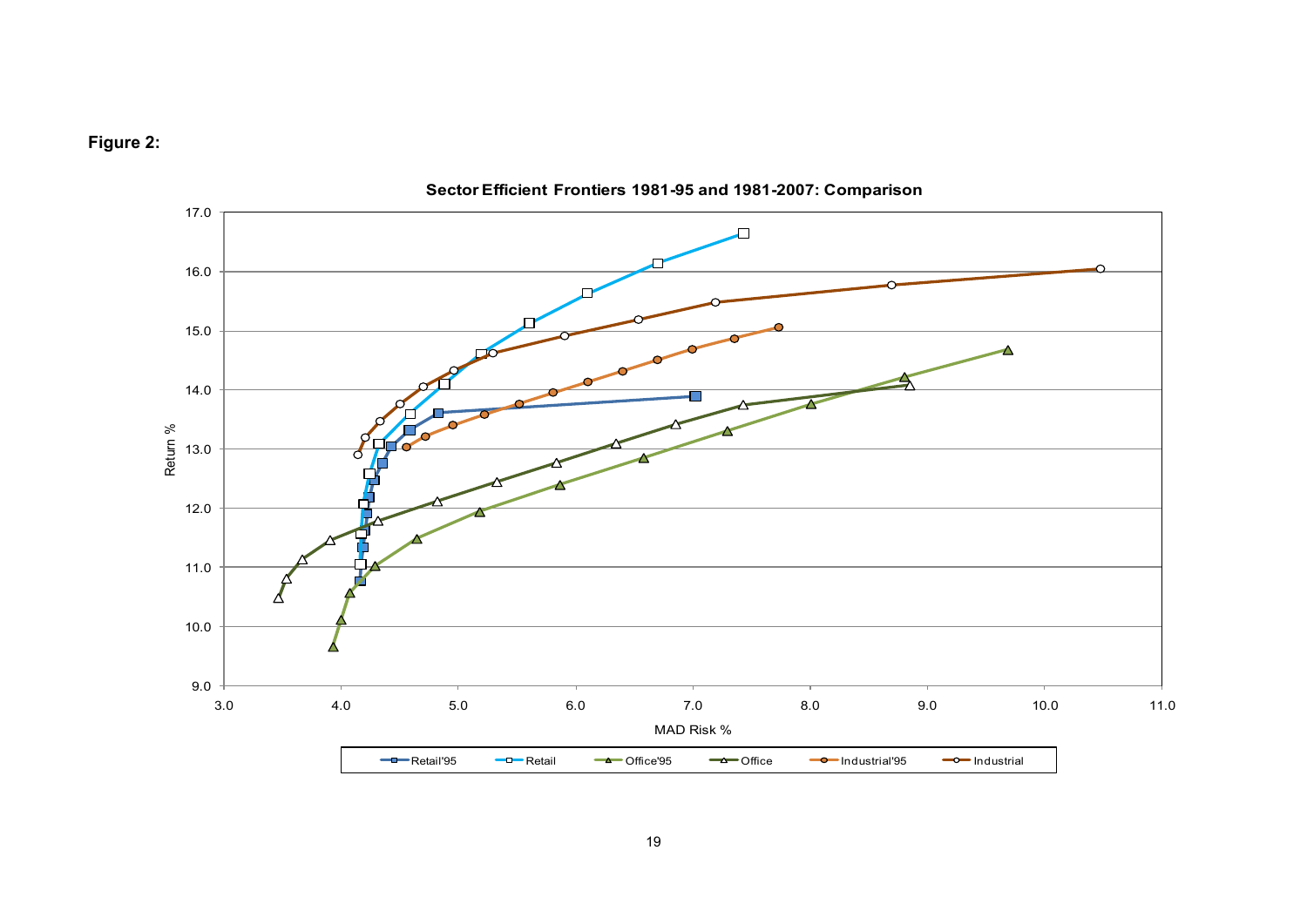**Figure 2:**

**Sector Efficient Frontiers 1981-95 and 1981-2007: Comparison**

Return % vs. MAD Risk %

Legend: Retail'95, Retail, Office'95, Office, Industrial'95, Industrial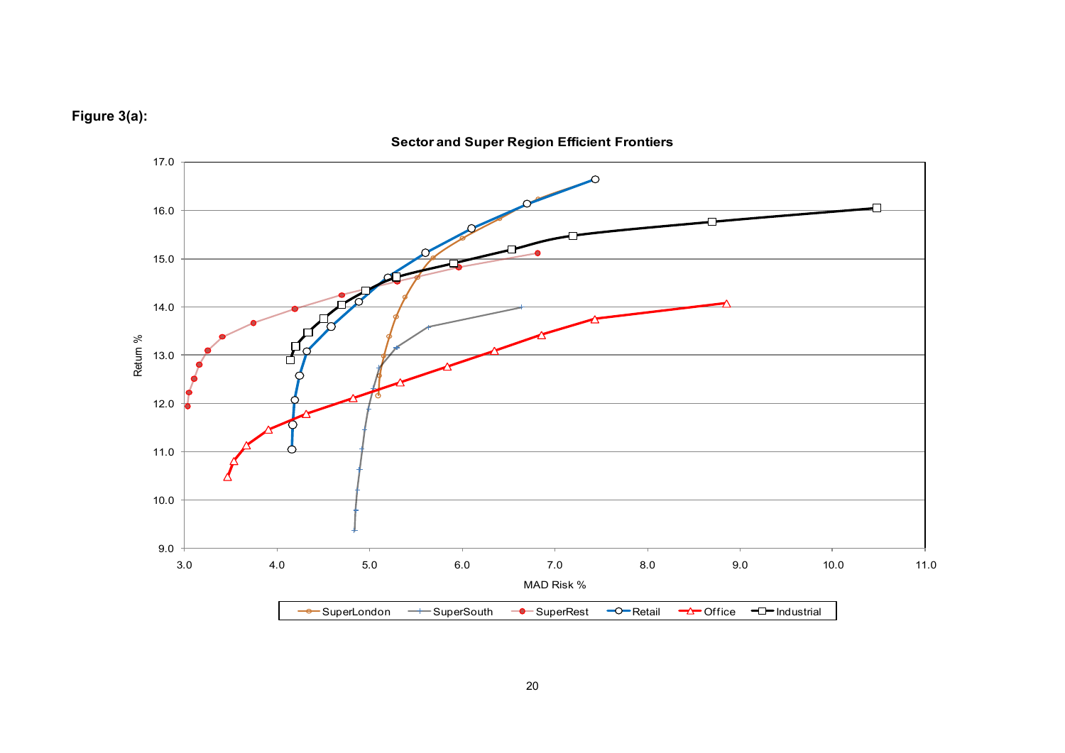**Figure 3(a):**

**Sector and Super Region Efficient Frontiers**

Return %

MAD Risk %

SuperLondon, SuperSouth, SuperRest, Retail, Office, Industrial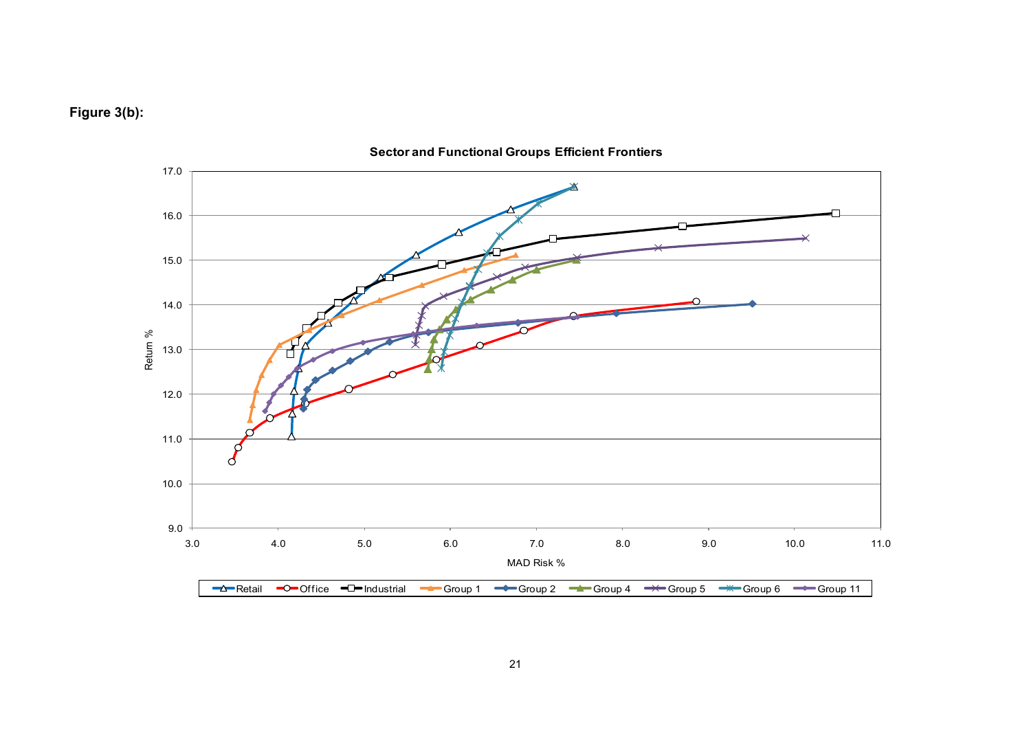**Figure 3(b):**

**Sector and Functional Groups Efficient Frontiers**

Return % vs MAD Risk %

Legend: Retail, Office, Industrial, Group 1, Group 2, Group 4, Group 5, Group 6, Group 11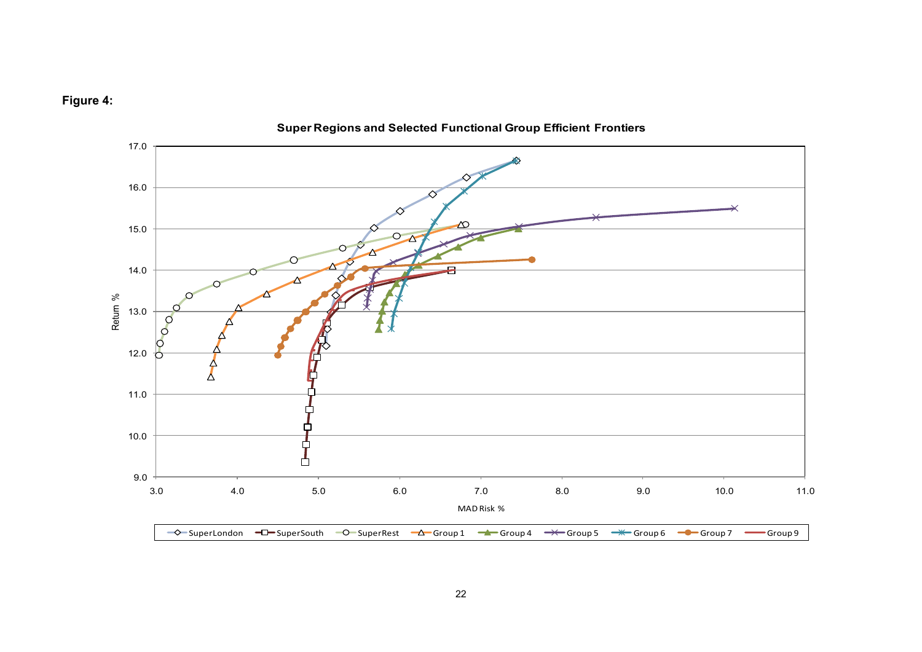**Figure 4:**

**Super Regions and Selected Functional Group Efficient Frontiers**

Return %

MAD Risk %

SuperLondon, SuperSouth, SuperRest, Group 1, Group 4, Group 5, Group 6, Group 7, Group 9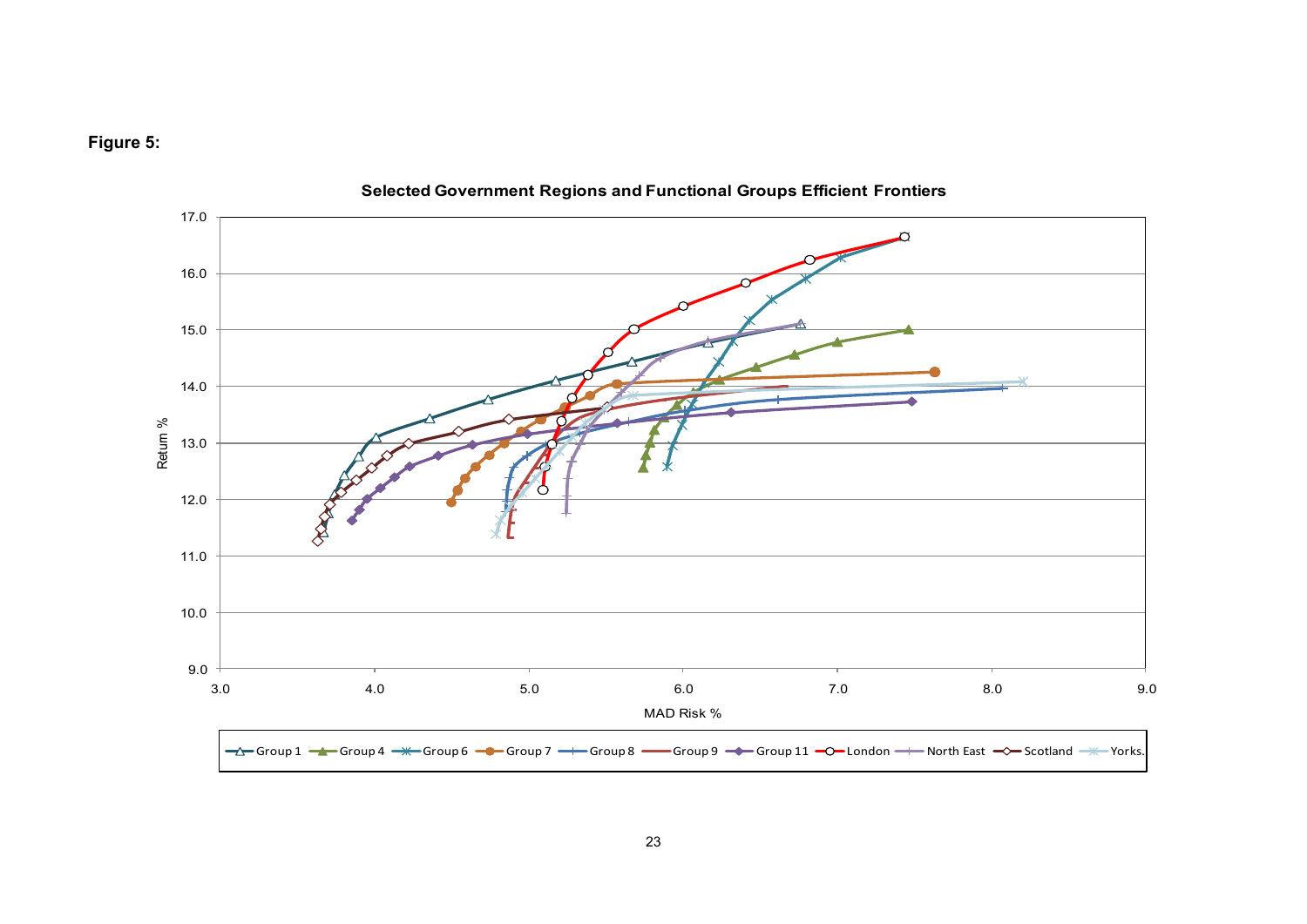**Figure 5:**

Selected Government Regions and Functional Groups Efficient Frontiers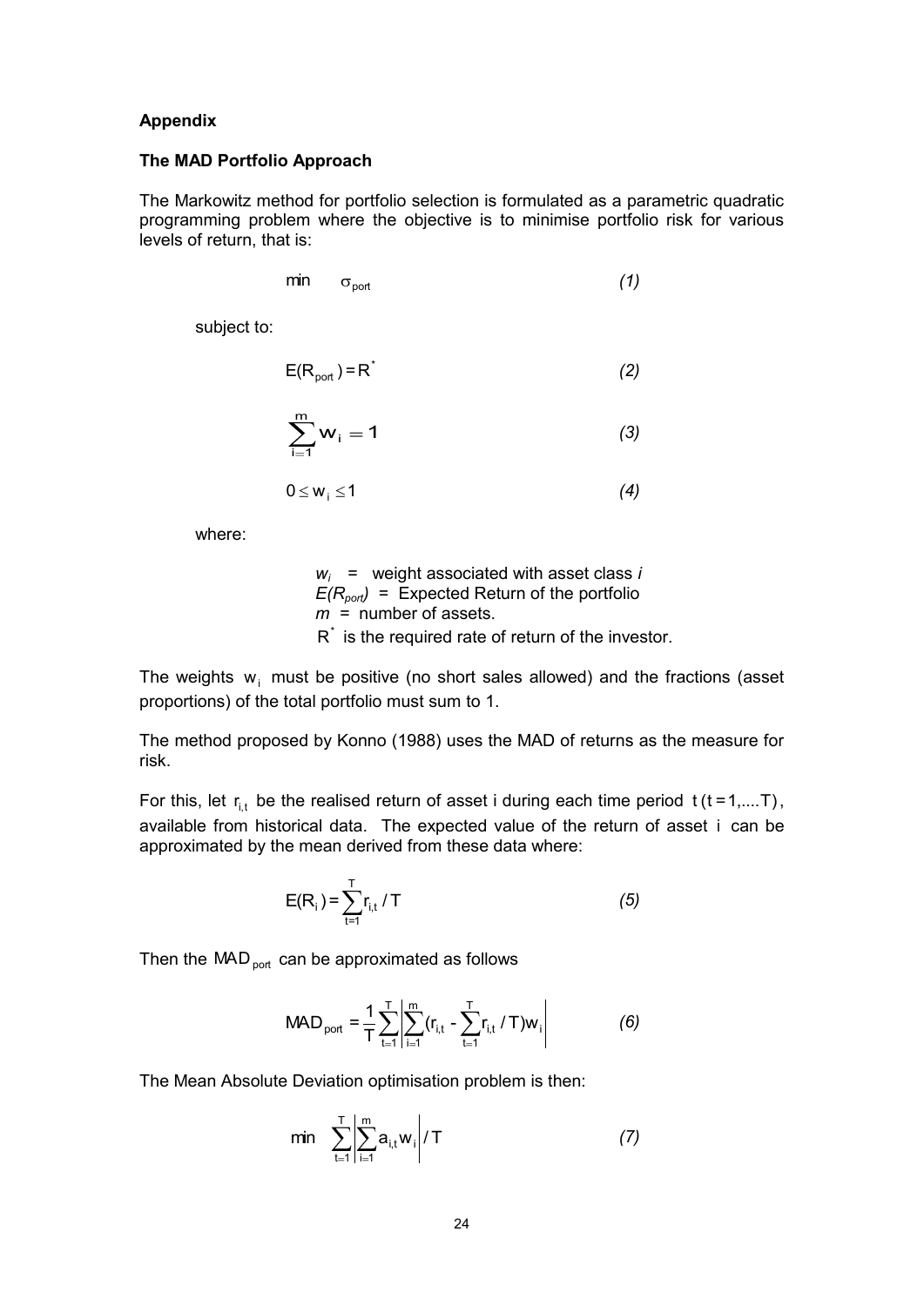**Appendix**

**The MAD Portfolio Approach**

The Markowitz method for portfolio selection is formulated as a parametric quadratic programming problem where the objective is to minimise portfolio risk for various levels of return, that is:

$$\min \quad \sigma_{port} \qquad (1)$$

subject to:

$$E(R_{port}) = R^* \qquad (2)$$

$$\sum_{i=1}^{m} w_i = 1 \qquad (3)$$

$$0 \leq w_i \leq 1 \qquad (4)$$

where:

> $w_i$ = weight associated with asset class $i$
> $E(R_{port})$ = Expected Return of the portfolio
> $m$ = number of assets.
> $R^*$ is the required rate of return of the investor.

The weights $w_i$ must be positive (no short sales allowed) and the fractions (asset proportions) of the total portfolio must sum to 1.

The method proposed by Konno (1988) uses the MAD of returns as the measure for risk.

For this, let $r_{i,t}$ be the realised return of asset i during each time period $t \, (t = 1, .... T)$, available from historical data. The expected value of the return of asset $i$ can be approximated by the mean derived from these data where:

$$E(R_i) = \sum_{t=1}^{T} r_{i,t} / T \qquad (5)$$

Then the $MAD_{port}$ can be approximated as follows

$$MAD_{port} = \frac{1}{T} \sum_{t=1}^{T} \left| \sum_{i=1}^{m} (r_{i,t} - \sum_{t=1}^{T} r_{i,t} / T) w_i \right| \qquad (6)$$

The Mean Absolute Deviation optimisation problem is then:

$$\min \quad \sum_{t=1}^{T} \left| \sum_{i=1}^{m} a_{i,t} w_i \right| / T \qquad (7)$$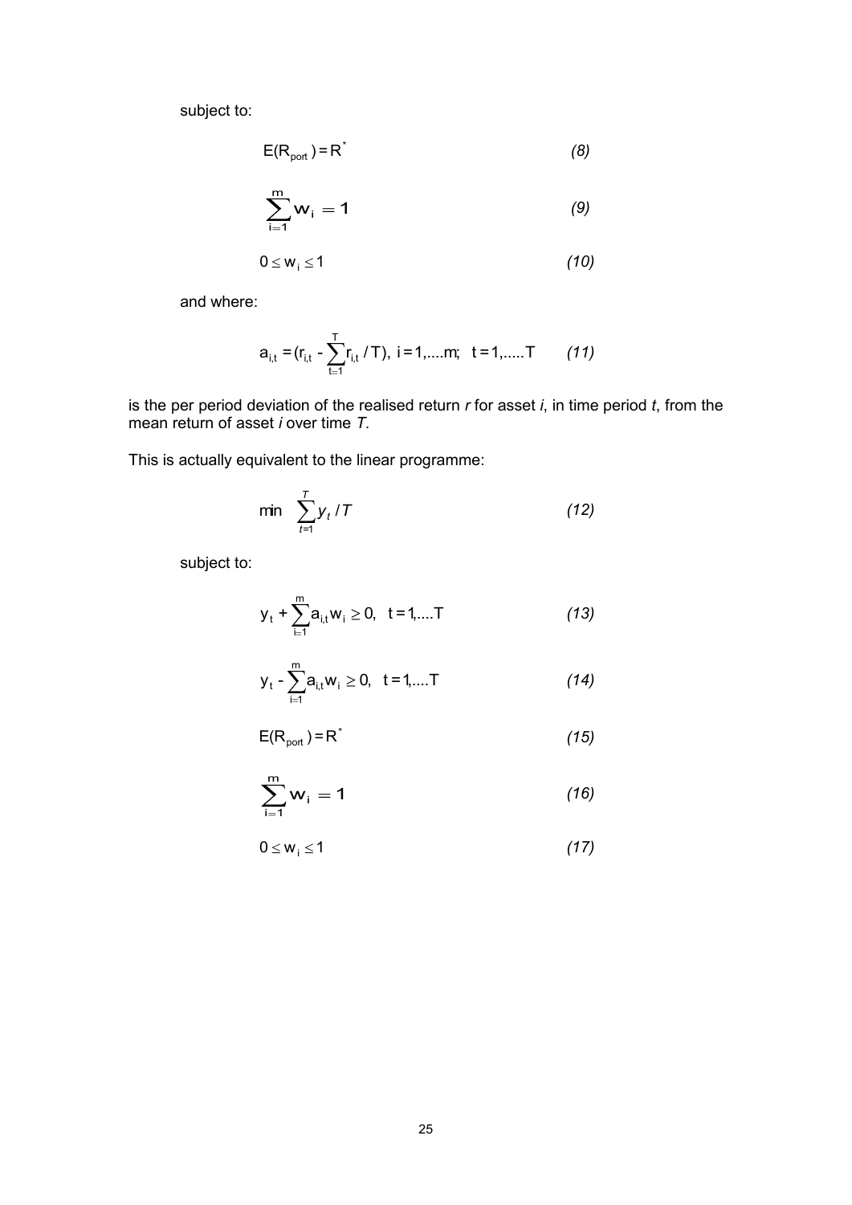subject to:

$$E(R_{port}) = R^* \tag{8}$$

$$\sum_{i=1}^{m} w_i = 1 \tag{9}$$

$$0 \le w_i \le 1 \tag{10}$$

and where:

$$a_{i,t} = (r_{i,t} - \sum_{t=1}^{T} r_{i,t} / T),\ i = 1,....m;\ \ t = 1,.....T \tag{11}$$

is the per period deviation of the realised return *r* for asset *i*, in time period *t*, from the mean return of asset *i* over time *T*.

This is actually equivalent to the linear programme:

$$\min \ \sum_{t=1}^{T} y_t / T \tag{12}$$

subject to:

$$y_t + \sum_{i=1}^{m} a_{i,t} w_i \ge 0,\ \ t = 1,....T \tag{13}$$

$$y_t - \sum_{i=1}^{m} a_{i,t} w_i \ge 0,\ \ t = 1,....T \tag{14}$$

$$E(R_{port}) = R^* \tag{15}$$

$$\sum_{i=1}^{m} w_i = 1 \tag{16}$$

$$0 \le w_i \le 1 \tag{17}$$